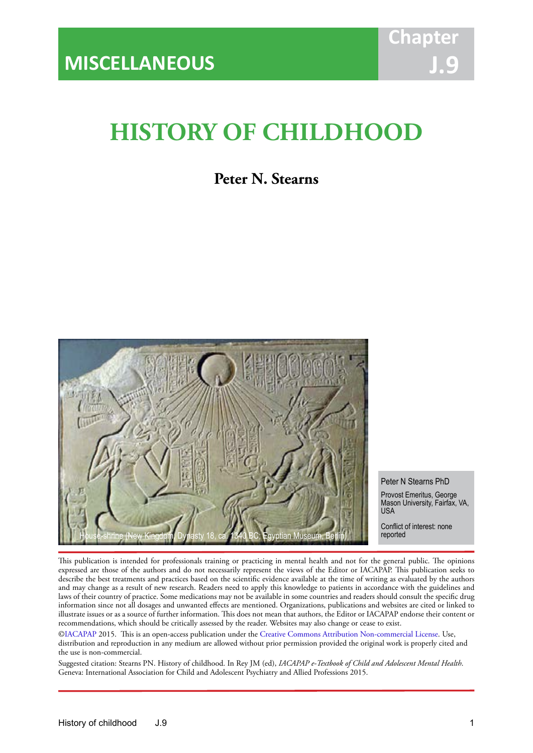MISCELLANEOUS

Chapter J.9

# HISTORY OF CHILDHOOD

**Peter N. Stearns**

House-shrine (New Kingdom, Dynasty 18, ca. 1340 BC; Egyptian Museum, Berlin)

Peter N Stearns PhD

Provost Emeritus, George Mason University, Fairfax, VA, USA

Conflict of interest: none reported

This publication is intended for professionals training or practicing in mental health and not for the general public. The opinions expressed are those of the authors and do not necessarily represent the views of the Editor or IACAPAP. This publication seeks to describe the best treatments and practices based on the scientific evidence available at the time of writing as evaluated by the authors and may change as a result of new research. Readers need to apply this knowledge to patients in accordance with the guidelines and laws of their country of practice. Some medications may not be available in some countries and readers should consult the specific drug information since not all dosages and unwanted effects are mentioned. Organizations, publications and websites are cited or linked to illustrate issues or as a source of further information. This does not mean that authors, the Editor or IACAPAP endorse their content or recommendations, which should be critically assessed by the reader. Websites may also change or cease to exist.

©IACAPAP 2015. This is an open-access publication under the Creative Commons Attribution Non-commercial License. Use, distribution and reproduction in any medium are allowed without prior permission provided the original work is properly cited and the use is non-commercial.

Suggested citation: Stearns PN. History of childhood. In Rey JM (ed), *IACAPAP e-Textbook of Child and Adolescent Mental Health*. Geneva: International Association for Child and Adolescent Psychiatry and Allied Professions 2015.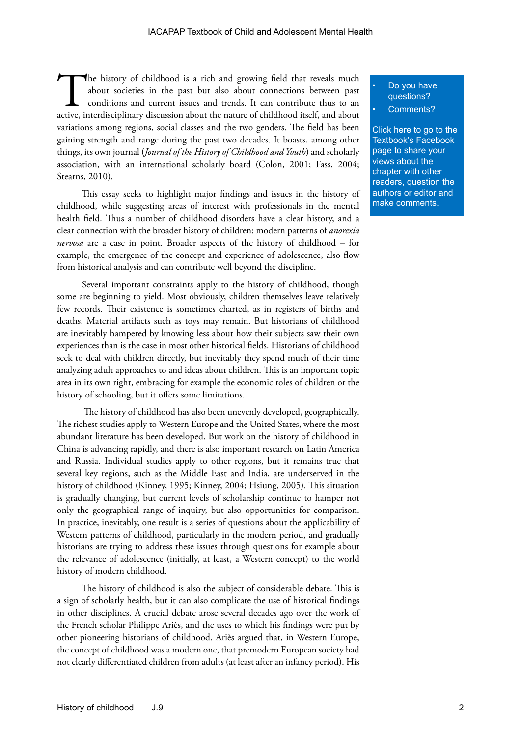The history of childhood is a rich and growing field that reveals much about societies in the past but also about connections between past conditions and current issues and trends. It can contribute thus to an active, interdisciplinary discussion about the nature of childhood itself, and about variations among regions, social classes and the two genders. The field has been gaining strength and range during the past two decades. It boasts, among other things, its own journal (*Journal of the History of Childhood and Youth*) and scholarly association, with an international scholarly board (Colon, 2001; Fass, 2004; Stearns, 2010).

- Do you have questions?
- Comments?

Click here to go to the Textbook's Facebook page to share your views about the chapter with other readers, question the authors or editor and make comments.

This essay seeks to highlight major findings and issues in the history of childhood, while suggesting areas of interest with professionals in the mental health field. Thus a number of childhood disorders have a clear history, and a clear connection with the broader history of children: modern patterns of *anorexia nervosa* are a case in point. Broader aspects of the history of childhood – for example, the emergence of the concept and experience of adolescence, also flow from historical analysis and can contribute well beyond the discipline.

Several important constraints apply to the history of childhood, though some are beginning to yield. Most obviously, children themselves leave relatively few records. Their existence is sometimes charted, as in registers of births and deaths. Material artifacts such as toys may remain. But historians of childhood are inevitably hampered by knowing less about how their subjects saw their own experiences than is the case in most other historical fields. Historians of childhood seek to deal with children directly, but inevitably they spend much of their time analyzing adult approaches to and ideas about children. This is an important topic area in its own right, embracing for example the economic roles of children or the history of schooling, but it offers some limitations.

The history of childhood has also been unevenly developed, geographically. The richest studies apply to Western Europe and the United States, where the most abundant literature has been developed. But work on the history of childhood in China is advancing rapidly, and there is also important research on Latin America and Russia. Individual studies apply to other regions, but it remains true that several key regions, such as the Middle East and India, are underserved in the history of childhood (Kinney, 1995; Kinney, 2004; Hsiung, 2005). This situation is gradually changing, but current levels of scholarship continue to hamper not only the geographical range of inquiry, but also opportunities for comparison. In practice, inevitably, one result is a series of questions about the applicability of Western patterns of childhood, particularly in the modern period, and gradually historians are trying to address these issues through questions for example about the relevance of adolescence (initially, at least, a Western concept) to the world history of modern childhood.

The history of childhood is also the subject of considerable debate. This is a sign of scholarly health, but it can also complicate the use of historical findings in other disciplines. A crucial debate arose several decades ago over the work of the French scholar Philippe Ariès, and the uses to which his findings were put by other pioneering historians of childhood. Ariès argued that, in Western Europe, the concept of childhood was a modern one, that premodern European society had not clearly differentiated children from adults (at least after an infancy period). His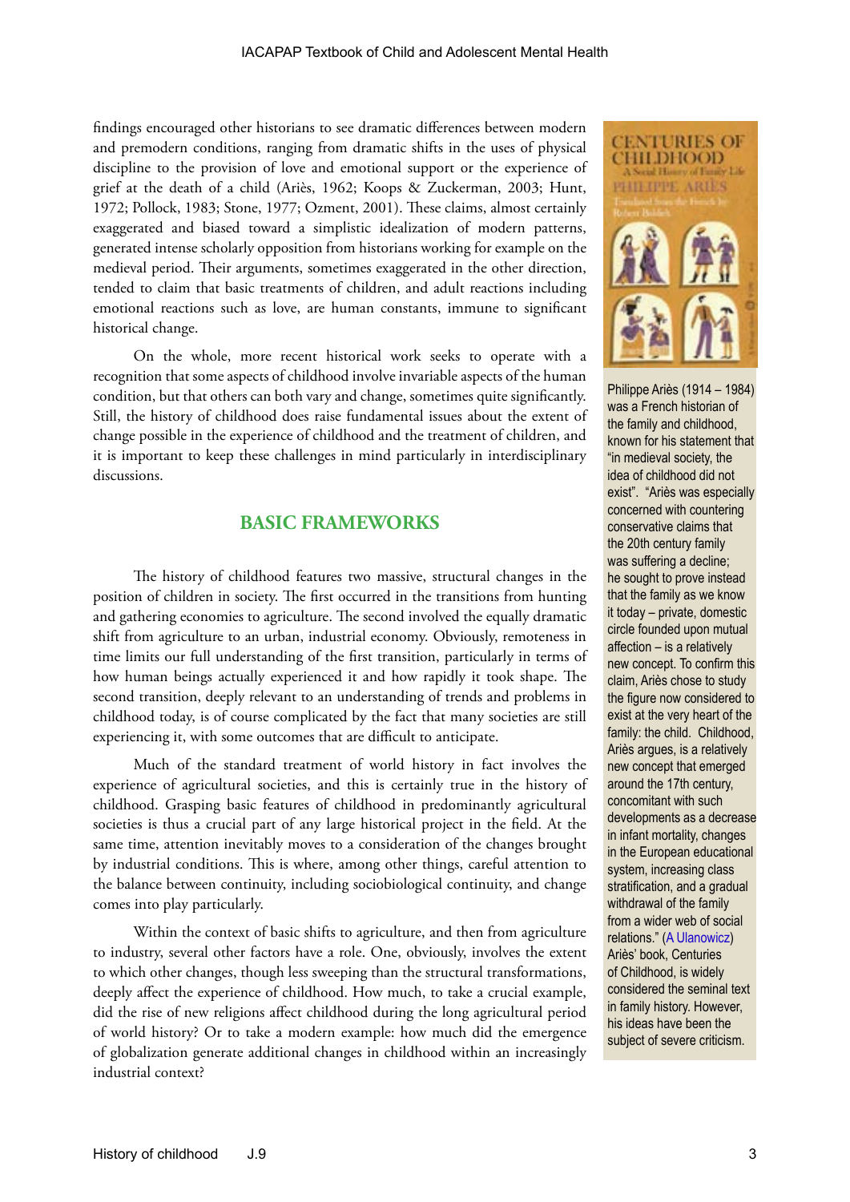findings encouraged other historians to see dramatic differences between modern and premodern conditions, ranging from dramatic shifts in the uses of physical discipline to the provision of love and emotional support or the experience of grief at the death of a child (Ariès, 1962; Koops & Zuckerman, 2003; Hunt, 1972; Pollock, 1983; Stone, 1977; Ozment, 2001). These claims, almost certainly exaggerated and biased toward a simplistic idealization of modern patterns, generated intense scholarly opposition from historians working for example on the medieval period. Their arguments, sometimes exaggerated in the other direction, tended to claim that basic treatments of children, and adult reactions including emotional reactions such as love, are human constants, immune to significant historical change.

On the whole, more recent historical work seeks to operate with a recognition that some aspects of childhood involve invariable aspects of the human condition, but that others can both vary and change, sometimes quite significantly. Still, the history of childhood does raise fundamental issues about the extent of change possible in the experience of childhood and the treatment of children, and it is important to keep these challenges in mind particularly in interdisciplinary discussions.

## BASIC FRAMEWORKS

The history of childhood features two massive, structural changes in the position of children in society. The first occurred in the transitions from hunting and gathering economies to agriculture. The second involved the equally dramatic shift from agriculture to an urban, industrial economy. Obviously, remoteness in time limits our full understanding of the first transition, particularly in terms of how human beings actually experienced it and how rapidly it took shape. The second transition, deeply relevant to an understanding of trends and problems in childhood today, is of course complicated by the fact that many societies are still experiencing it, with some outcomes that are difficult to anticipate.

Much of the standard treatment of world history in fact involves the experience of agricultural societies, and this is certainly true in the history of childhood. Grasping basic features of childhood in predominantly agricultural societies is thus a crucial part of any large historical project in the field. At the same time, attention inevitably moves to a consideration of the changes brought by industrial conditions. This is where, among other things, careful attention to the balance between continuity, including sociobiological continuity, and change comes into play particularly.

Within the context of basic shifts to agriculture, and then from agriculture to industry, several other factors have a role. One, obviously, involves the extent to which other changes, though less sweeping than the structural transformations, deeply affect the experience of childhood. How much, to take a crucial example, did the rise of new religions affect childhood during the long agricultural period of world history? Or to take a modern example: how much did the emergence of globalization generate additional changes in childhood within an increasingly industrial context?

Philippe Ariès (1914 – 1984) was a French historian of the family and childhood, known for his statement that "in medieval society, the idea of childhood did not exist". "Ariès was especially concerned with countering conservative claims that the 20th century family was suffering a decline; he sought to prove instead that the family as we know it today – private, domestic circle founded upon mutual affection – is a relatively new concept. To confirm this claim, Ariès chose to study the figure now considered to exist at the very heart of the family: the child. Childhood, Ariès argues, is a relatively new concept that emerged around the 17th century, concomitant with such developments as a decrease in infant mortality, changes in the European educational system, increasing class stratification, and a gradual withdrawal of the family from a wider web of social relations." (A Ulanowicz) Ariès' book, Centuries of Childhood, is widely considered the seminal text in family history. However, his ideas have been the subject of severe criticism.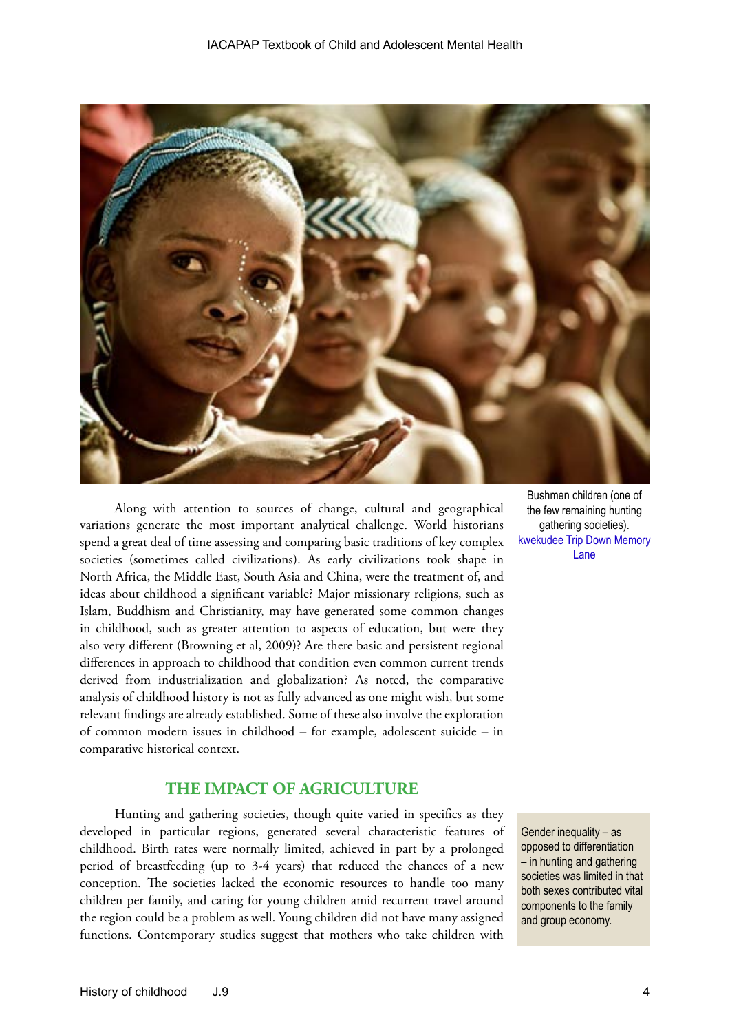Bushmen children (one of the few remaining hunting gathering societies). kwekudee Trip Down Memory Lane

Along with attention to sources of change, cultural and geographical variations generate the most important analytical challenge. World historians spend a great deal of time assessing and comparing basic traditions of key complex societies (sometimes called civilizations). As early civilizations took shape in North Africa, the Middle East, South Asia and China, were the treatment of, and ideas about childhood a significant variable? Major missionary religions, such as Islam, Buddhism and Christianity, may have generated some common changes in childhood, such as greater attention to aspects of education, but were they also very different (Browning et al, 2009)? Are there basic and persistent regional differences in approach to childhood that condition even common current trends derived from industrialization and globalization? As noted, the comparative analysis of childhood history is not as fully advanced as one might wish, but some relevant findings are already established. Some of these also involve the exploration of common modern issues in childhood – for example, adolescent suicide – in comparative historical context.

## THE IMPACT OF AGRICULTURE

Hunting and gathering societies, though quite varied in specifics as they developed in particular regions, generated several characteristic features of childhood. Birth rates were normally limited, achieved in part by a prolonged period of breastfeeding (up to 3-4 years) that reduced the chances of a new conception. The societies lacked the economic resources to handle too many children per family, and caring for young children amid recurrent travel around the region could be a problem as well. Young children did not have many assigned functions. Contemporary studies suggest that mothers who take children with

Gender inequality – as opposed to differentiation – in hunting and gathering societies was limited in that both sexes contributed vital components to the family and group economy.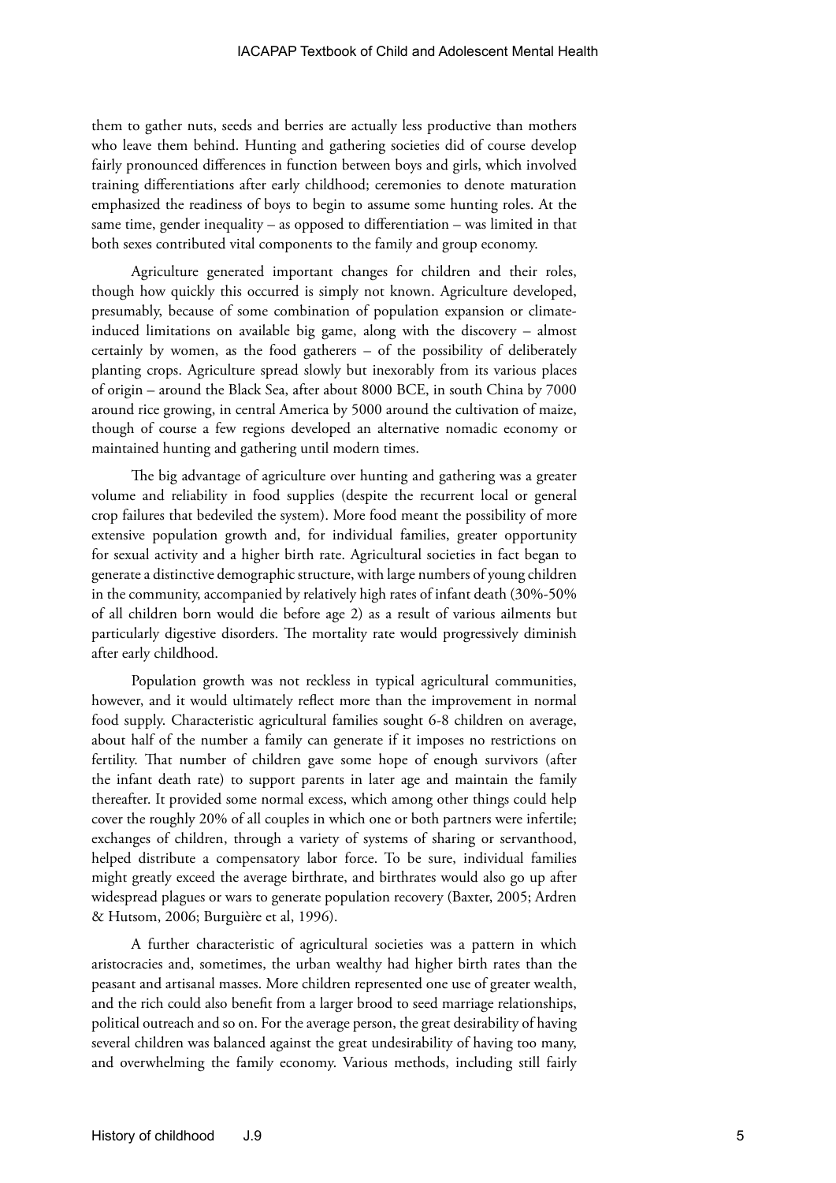them to gather nuts, seeds and berries are actually less productive than mothers who leave them behind. Hunting and gathering societies did of course develop fairly pronounced differences in function between boys and girls, which involved training differentiations after early childhood; ceremonies to denote maturation emphasized the readiness of boys to begin to assume some hunting roles. At the same time, gender inequality – as opposed to differentiation – was limited in that both sexes contributed vital components to the family and group economy.

Agriculture generated important changes for children and their roles, though how quickly this occurred is simply not known. Agriculture developed, presumably, because of some combination of population expansion or climate-induced limitations on available big game, along with the discovery – almost certainly by women, as the food gatherers – of the possibility of deliberately planting crops. Agriculture spread slowly but inexorably from its various places of origin – around the Black Sea, after about 8000 BCE, in south China by 7000 around rice growing, in central America by 5000 around the cultivation of maize, though of course a few regions developed an alternative nomadic economy or maintained hunting and gathering until modern times.

The big advantage of agriculture over hunting and gathering was a greater volume and reliability in food supplies (despite the recurrent local or general crop failures that bedeviled the system). More food meant the possibility of more extensive population growth and, for individual families, greater opportunity for sexual activity and a higher birth rate. Agricultural societies in fact began to generate a distinctive demographic structure, with large numbers of young children in the community, accompanied by relatively high rates of infant death (30%-50% of all children born would die before age 2) as a result of various ailments but particularly digestive disorders. The mortality rate would progressively diminish after early childhood.

Population growth was not reckless in typical agricultural communities, however, and it would ultimately reflect more than the improvement in normal food supply. Characteristic agricultural families sought 6-8 children on average, about half of the number a family can generate if it imposes no restrictions on fertility. That number of children gave some hope of enough survivors (after the infant death rate) to support parents in later age and maintain the family thereafter. It provided some normal excess, which among other things could help cover the roughly 20% of all couples in which one or both partners were infertile; exchanges of children, through a variety of systems of sharing or servanthood, helped distribute a compensatory labor force. To be sure, individual families might greatly exceed the average birthrate, and birthrates would also go up after widespread plagues or wars to generate population recovery (Baxter, 2005; Ardren & Hutsom, 2006; Burguière et al, 1996).

A further characteristic of agricultural societies was a pattern in which aristocracies and, sometimes, the urban wealthy had higher birth rates than the peasant and artisanal masses. More children represented one use of greater wealth, and the rich could also benefit from a larger brood to seed marriage relationships, political outreach and so on. For the average person, the great desirability of having several children was balanced against the great undesirability of having too many, and overwhelming the family economy. Various methods, including still fairly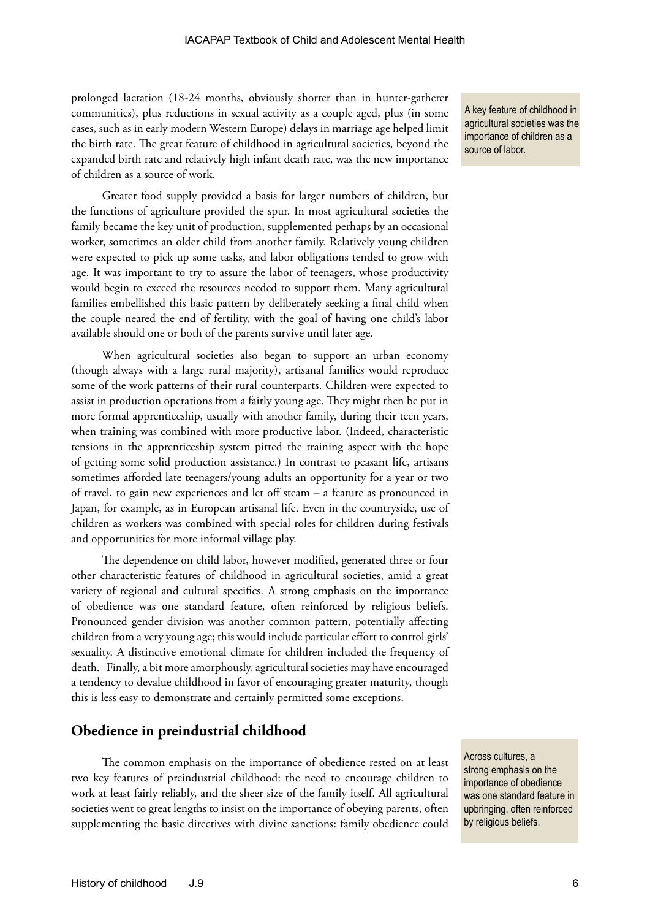prolonged lactation (18-24 months, obviously shorter than in hunter-gatherer communities), plus reductions in sexual activity as a couple aged, plus (in some cases, such as in early modern Western Europe) delays in marriage age helped limit the birth rate. The great feature of childhood in agricultural societies, beyond the expanded birth rate and relatively high infant death rate, was the new importance of children as a source of work.

A key feature of childhood in agricultural societies was the importance of children as a source of labor.

Greater food supply provided a basis for larger numbers of children, but the functions of agriculture provided the spur. In most agricultural societies the family became the key unit of production, supplemented perhaps by an occasional worker, sometimes an older child from another family. Relatively young children were expected to pick up some tasks, and labor obligations tended to grow with age. It was important to try to assure the labor of teenagers, whose productivity would begin to exceed the resources needed to support them. Many agricultural families embellished this basic pattern by deliberately seeking a final child when the couple neared the end of fertility, with the goal of having one child's labor available should one or both of the parents survive until later age.

When agricultural societies also began to support an urban economy (though always with a large rural majority), artisanal families would reproduce some of the work patterns of their rural counterparts. Children were expected to assist in production operations from a fairly young age. They might then be put in more formal apprenticeship, usually with another family, during their teen years, when training was combined with more productive labor. (Indeed, characteristic tensions in the apprenticeship system pitted the training aspect with the hope of getting some solid production assistance.) In contrast to peasant life, artisans sometimes afforded late teenagers/young adults an opportunity for a year or two of travel, to gain new experiences and let off steam – a feature as pronounced in Japan, for example, as in European artisanal life. Even in the countryside, use of children as workers was combined with special roles for children during festivals and opportunities for more informal village play.

The dependence on child labor, however modified, generated three or four other characteristic features of childhood in agricultural societies, amid a great variety of regional and cultural specifics. A strong emphasis on the importance of obedience was one standard feature, often reinforced by religious beliefs. Pronounced gender division was another common pattern, potentially affecting children from a very young age; this would include particular effort to control girls' sexuality. A distinctive emotional climate for children included the frequency of death. Finally, a bit more amorphously, agricultural societies may have encouraged a tendency to devalue childhood in favor of encouraging greater maturity, though this is less easy to demonstrate and certainly permitted some exceptions.

## Obedience in preindustrial childhood

The common emphasis on the importance of obedience rested on at least two key features of preindustrial childhood: the need to encourage children to work at least fairly reliably, and the sheer size of the family itself. All agricultural societies went to great lengths to insist on the importance of obeying parents, often supplementing the basic directives with divine sanctions: family obedience could

Across cultures, a strong emphasis on the importance of obedience was one standard feature in upbringing, often reinforced by religious beliefs.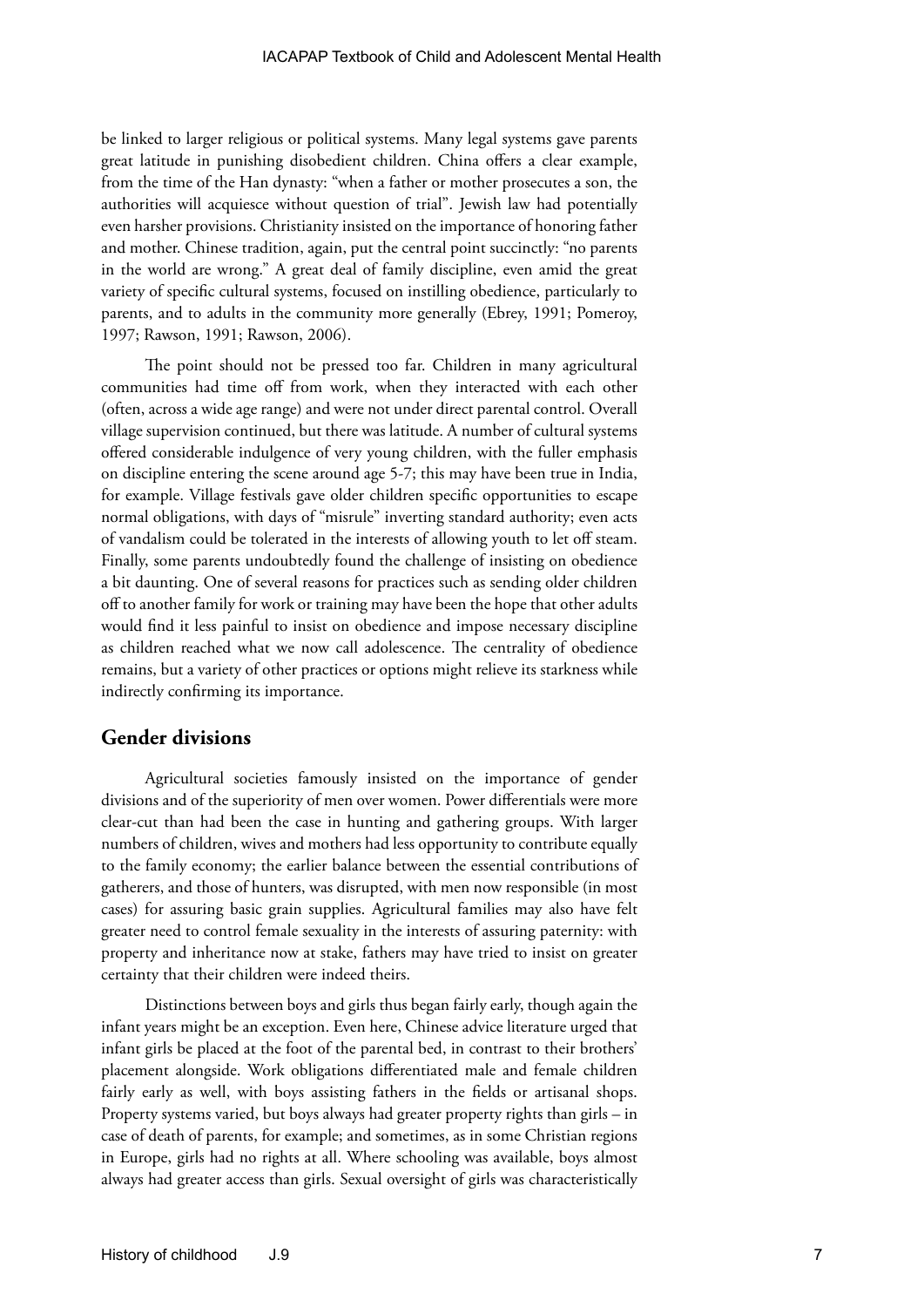be linked to larger religious or political systems. Many legal systems gave parents great latitude in punishing disobedient children. China offers a clear example, from the time of the Han dynasty: "when a father or mother prosecutes a son, the authorities will acquiesce without question of trial". Jewish law had potentially even harsher provisions. Christianity insisted on the importance of honoring father and mother. Chinese tradition, again, put the central point succinctly: "no parents in the world are wrong." A great deal of family discipline, even amid the great variety of specific cultural systems, focused on instilling obedience, particularly to parents, and to adults in the community more generally (Ebrey, 1991; Pomeroy, 1997; Rawson, 1991; Rawson, 2006).

The point should not be pressed too far. Children in many agricultural communities had time off from work, when they interacted with each other (often, across a wide age range) and were not under direct parental control. Overall village supervision continued, but there was latitude. A number of cultural systems offered considerable indulgence of very young children, with the fuller emphasis on discipline entering the scene around age 5-7; this may have been true in India, for example. Village festivals gave older children specific opportunities to escape normal obligations, with days of "misrule" inverting standard authority; even acts of vandalism could be tolerated in the interests of allowing youth to let off steam. Finally, some parents undoubtedly found the challenge of insisting on obedience a bit daunting. One of several reasons for practices such as sending older children off to another family for work or training may have been the hope that other adults would find it less painful to insist on obedience and impose necessary discipline as children reached what we now call adolescence. The centrality of obedience remains, but a variety of other practices or options might relieve its starkness while indirectly confirming its importance.

## Gender divisions

Agricultural societies famously insisted on the importance of gender divisions and of the superiority of men over women. Power differentials were more clear-cut than had been the case in hunting and gathering groups. With larger numbers of children, wives and mothers had less opportunity to contribute equally to the family economy; the earlier balance between the essential contributions of gatherers, and those of hunters, was disrupted, with men now responsible (in most cases) for assuring basic grain supplies. Agricultural families may also have felt greater need to control female sexuality in the interests of assuring paternity: with property and inheritance now at stake, fathers may have tried to insist on greater certainty that their children were indeed theirs.

Distinctions between boys and girls thus began fairly early, though again the infant years might be an exception. Even here, Chinese advice literature urged that infant girls be placed at the foot of the parental bed, in contrast to their brothers' placement alongside. Work obligations differentiated male and female children fairly early as well, with boys assisting fathers in the fields or artisanal shops. Property systems varied, but boys always had greater property rights than girls – in case of death of parents, for example; and sometimes, as in some Christian regions in Europe, girls had no rights at all. Where schooling was available, boys almost always had greater access than girls. Sexual oversight of girls was characteristically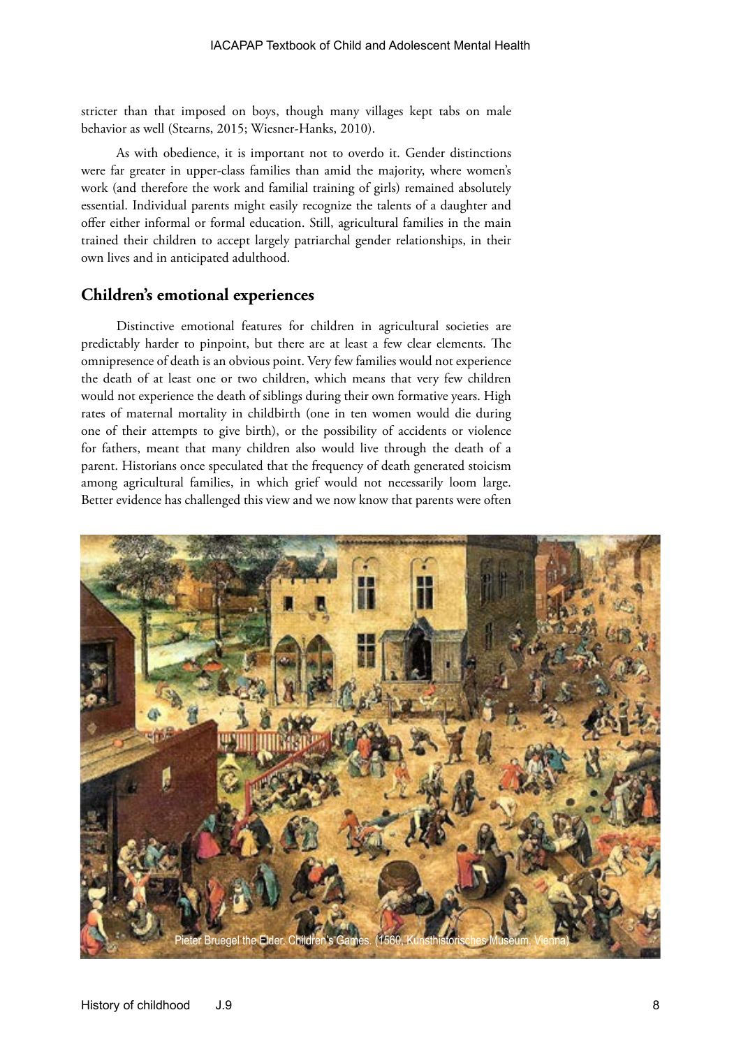stricter than that imposed on boys, though many villages kept tabs on male behavior as well (Stearns, 2015; Wiesner-Hanks, 2010).

As with obedience, it is important not to overdo it. Gender distinctions were far greater in upper-class families than amid the majority, where women's work (and therefore the work and familial training of girls) remained absolutely essential. Individual parents might easily recognize the talents of a daughter and offer either informal or formal education. Still, agricultural families in the main trained their children to accept largely patriarchal gender relationships, in their own lives and in anticipated adulthood.

## Children's emotional experiences

Distinctive emotional features for children in agricultural societies are predictably harder to pinpoint, but there are at least a few clear elements. The omnipresence of death is an obvious point. Very few families would not experience the death of at least one or two children, which means that very few children would not experience the death of siblings during their own formative years. High rates of maternal mortality in childbirth (one in ten women would die during one of their attempts to give birth), or the possibility of accidents or violence for fathers, meant that many children also would live through the death of a parent. Historians once speculated that the frequency of death generated stoicism among agricultural families, in which grief would not necessarily loom large. Better evidence has challenged this view and we now know that parents were often

Pieter Bruegel the Elder. Children's Games. (1560, Kunsthistorisches Museum, Vienna)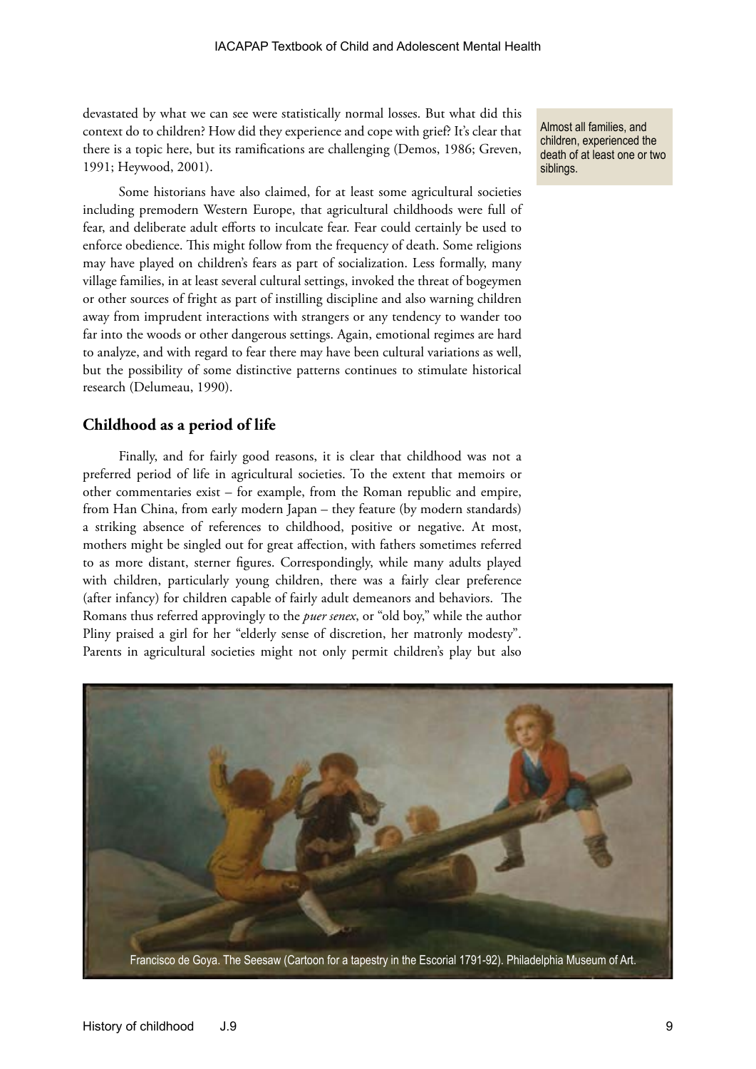devastated by what we can see were statistically normal losses. But what did this context do to children? How did they experience and cope with grief? It's clear that there is a topic here, but its ramifications are challenging (Demos, 1986; Greven, 1991; Heywood, 2001).

Almost all families, and children, experienced the death of at least one or two siblings.

Some historians have also claimed, for at least some agricultural societies including premodern Western Europe, that agricultural childhoods were full of fear, and deliberate adult efforts to inculcate fear. Fear could certainly be used to enforce obedience. This might follow from the frequency of death. Some religions may have played on children's fears as part of socialization. Less formally, many village families, in at least several cultural settings, invoked the threat of bogeymen or other sources of fright as part of instilling discipline and also warning children away from imprudent interactions with strangers or any tendency to wander too far into the woods or other dangerous settings. Again, emotional regimes are hard to analyze, and with regard to fear there may have been cultural variations as well, but the possibility of some distinctive patterns continues to stimulate historical research (Delumeau, 1990).

## Childhood as a period of life

Finally, and for fairly good reasons, it is clear that childhood was not a preferred period of life in agricultural societies. To the extent that memoirs or other commentaries exist – for example, from the Roman republic and empire, from Han China, from early modern Japan – they feature (by modern standards) a striking absence of references to childhood, positive or negative. At most, mothers might be singled out for great affection, with fathers sometimes referred to as more distant, sterner figures. Correspondingly, while many adults played with children, particularly young children, there was a fairly clear preference (after infancy) for children capable of fairly adult demeanors and behaviors. The Romans thus referred approvingly to the *puer senex*, or "old boy," while the author Pliny praised a girl for her "elderly sense of discretion, her matronly modesty". Parents in agricultural societies might not only permit children's play but also

Francisco de Goya. The Seesaw (Cartoon for a tapestry in the Escorial 1791-92). Philadelphia Museum of Art.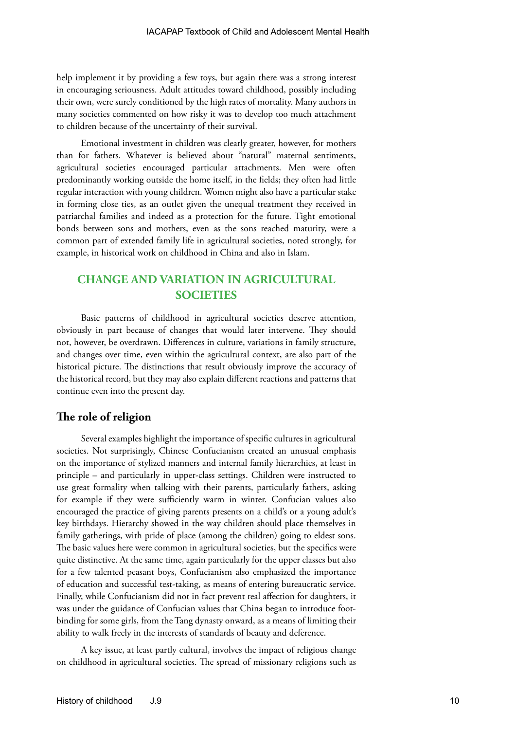help implement it by providing a few toys, but again there was a strong interest in encouraging seriousness. Adult attitudes toward childhood, possibly including their own, were surely conditioned by the high rates of mortality. Many authors in many societies commented on how risky it was to develop too much attachment to children because of the uncertainty of their survival.

Emotional investment in children was clearly greater, however, for mothers than for fathers. Whatever is believed about "natural" maternal sentiments, agricultural societies encouraged particular attachments. Men were often predominantly working outside the home itself, in the fields; they often had little regular interaction with young children. Women might also have a particular stake in forming close ties, as an outlet given the unequal treatment they received in patriarchal families and indeed as a protection for the future. Tight emotional bonds between sons and mothers, even as the sons reached maturity, were a common part of extended family life in agricultural societies, noted strongly, for example, in historical work on childhood in China and also in Islam.

## CHANGE AND VARIATION IN AGRICULTURAL SOCIETIES

Basic patterns of childhood in agricultural societies deserve attention, obviously in part because of changes that would later intervene. They should not, however, be overdrawn. Differences in culture, variations in family structure, and changes over time, even within the agricultural context, are also part of the historical picture. The distinctions that result obviously improve the accuracy of the historical record, but they may also explain different reactions and patterns that continue even into the present day.

### The role of religion

Several examples highlight the importance of specific cultures in agricultural societies. Not surprisingly, Chinese Confucianism created an unusual emphasis on the importance of stylized manners and internal family hierarchies, at least in principle – and particularly in upper-class settings. Children were instructed to use great formality when talking with their parents, particularly fathers, asking for example if they were sufficiently warm in winter. Confucian values also encouraged the practice of giving parents presents on a child's or a young adult's key birthdays. Hierarchy showed in the way children should place themselves in family gatherings, with pride of place (among the children) going to eldest sons. The basic values here were common in agricultural societies, but the specifics were quite distinctive. At the same time, again particularly for the upper classes but also for a few talented peasant boys, Confucianism also emphasized the importance of education and successful test-taking, as means of entering bureaucratic service. Finally, while Confucianism did not in fact prevent real affection for daughters, it was under the guidance of Confucian values that China began to introduce foot-binding for some girls, from the Tang dynasty onward, as a means of limiting their ability to walk freely in the interests of standards of beauty and deference.

A key issue, at least partly cultural, involves the impact of religious change on childhood in agricultural societies. The spread of missionary religions such as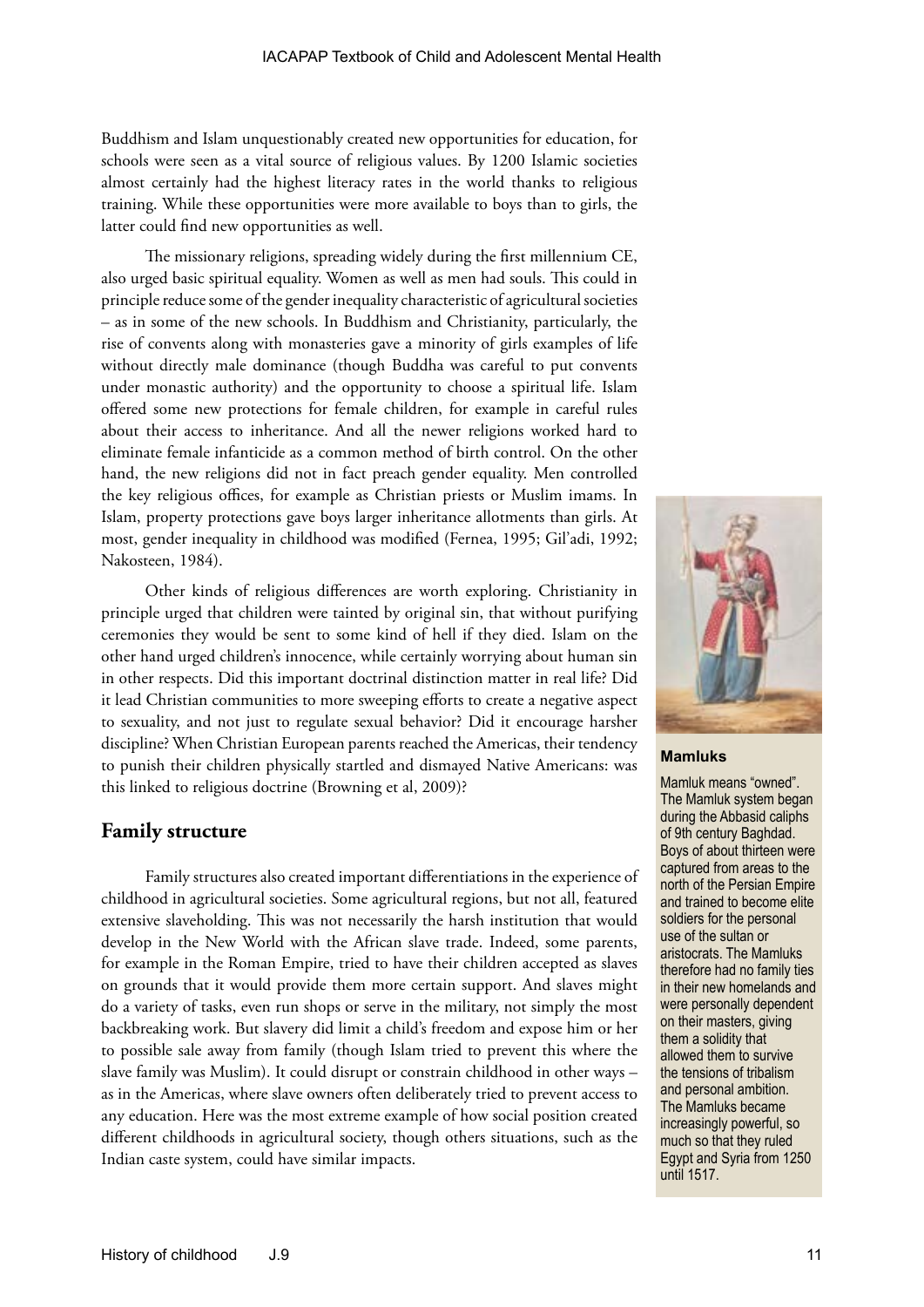Buddhism and Islam unquestionably created new opportunities for education, for schools were seen as a vital source of religious values. By 1200 Islamic societies almost certainly had the highest literacy rates in the world thanks to religious training. While these opportunities were more available to boys than to girls, the latter could find new opportunities as well.

The missionary religions, spreading widely during the first millennium CE, also urged basic spiritual equality. Women as well as men had souls. This could in principle reduce some of the gender inequality characteristic of agricultural societies – as in some of the new schools. In Buddhism and Christianity, particularly, the rise of convents along with monasteries gave a minority of girls examples of life without directly male dominance (though Buddha was careful to put convents under monastic authority) and the opportunity to choose a spiritual life. Islam offered some new protections for female children, for example in careful rules about their access to inheritance. And all the newer religions worked hard to eliminate female infanticide as a common method of birth control. On the other hand, the new religions did not in fact preach gender equality. Men controlled the key religious offices, for example as Christian priests or Muslim imams. In Islam, property protections gave boys larger inheritance allotments than girls. At most, gender inequality in childhood was modified (Fernea, 1995; Gil'adi, 1992; Nakosteen, 1984).

Other kinds of religious differences are worth exploring. Christianity in principle urged that children were tainted by original sin, that without purifying ceremonies they would be sent to some kind of hell if they died. Islam on the other hand urged children's innocence, while certainly worrying about human sin in other respects. Did this important doctrinal distinction matter in real life? Did it lead Christian communities to more sweeping efforts to create a negative aspect to sexuality, and not just to regulate sexual behavior? Did it encourage harsher discipline? When Christian European parents reached the Americas, their tendency to punish their children physically startled and dismayed Native Americans: was this linked to religious doctrine (Browning et al, 2009)?

## Family structure

Family structures also created important differentiations in the experience of childhood in agricultural societies. Some agricultural regions, but not all, featured extensive slaveholding. This was not necessarily the harsh institution that would develop in the New World with the African slave trade. Indeed, some parents, for example in the Roman Empire, tried to have their children accepted as slaves on grounds that it would provide them more certain support. And slaves might do a variety of tasks, even run shops or serve in the military, not simply the most backbreaking work. But slavery did limit a child's freedom and expose him or her to possible sale away from family (though Islam tried to prevent this where the slave family was Muslim). It could disrupt or constrain childhood in other ways – as in the Americas, where slave owners often deliberately tried to prevent access to any education. Here was the most extreme example of how social position created different childhoods in agricultural society, though others situations, such as the Indian caste system, could have similar impacts.

**Mamluks**

Mamluk means "owned". The Mamluk system began during the Abbasid caliphs of 9th century Baghdad. Boys of about thirteen were captured from areas to the north of the Persian Empire and trained to become elite soldiers for the personal use of the sultan or aristocrats. The Mamluks therefore had no family ties in their new homelands and were personally dependent on their masters, giving them a solidity that allowed them to survive the tensions of tribalism and personal ambition. The Mamluks became increasingly powerful, so much so that they ruled Egypt and Syria from 1250 until 1517.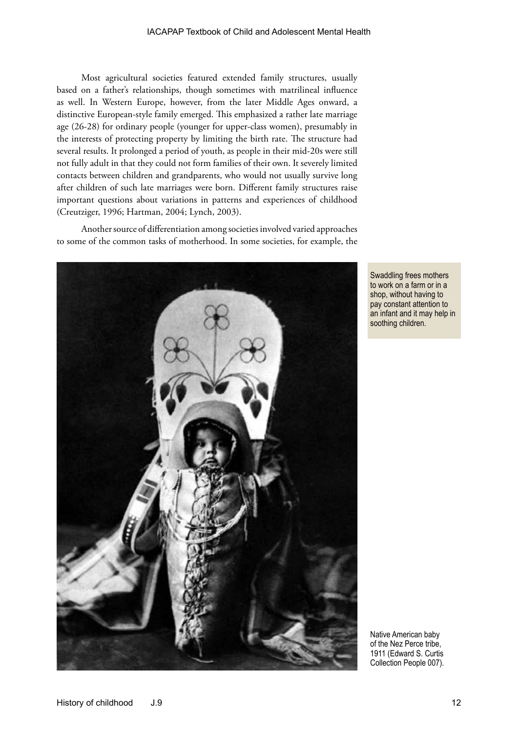Most agricultural societies featured extended family structures, usually based on a father's relationships, though sometimes with matrilineal influence as well. In Western Europe, however, from the later Middle Ages onward, a distinctive European-style family emerged. This emphasized a rather late marriage age (26-28) for ordinary people (younger for upper-class women), presumably in the interests of protecting property by limiting the birth rate. The structure had several results. It prolonged a period of youth, as people in their mid-20s were still not fully adult in that they could not form families of their own. It severely limited contacts between children and grandparents, who would not usually survive long after children of such late marriages were born. Different family structures raise important questions about variations in patterns and experiences of childhood (Creutziger, 1996; Hartman, 2004; Lynch, 2003).

Another source of differentiation among societies involved varied approaches to some of the common tasks of motherhood. In some societies, for example, the

Swaddling frees mothers to work on a farm or in a shop, without having to pay constant attention to an infant and it may help in soothing children.

Native American baby of the Nez Perce tribe, 1911 (Edward S. Curtis Collection People 007).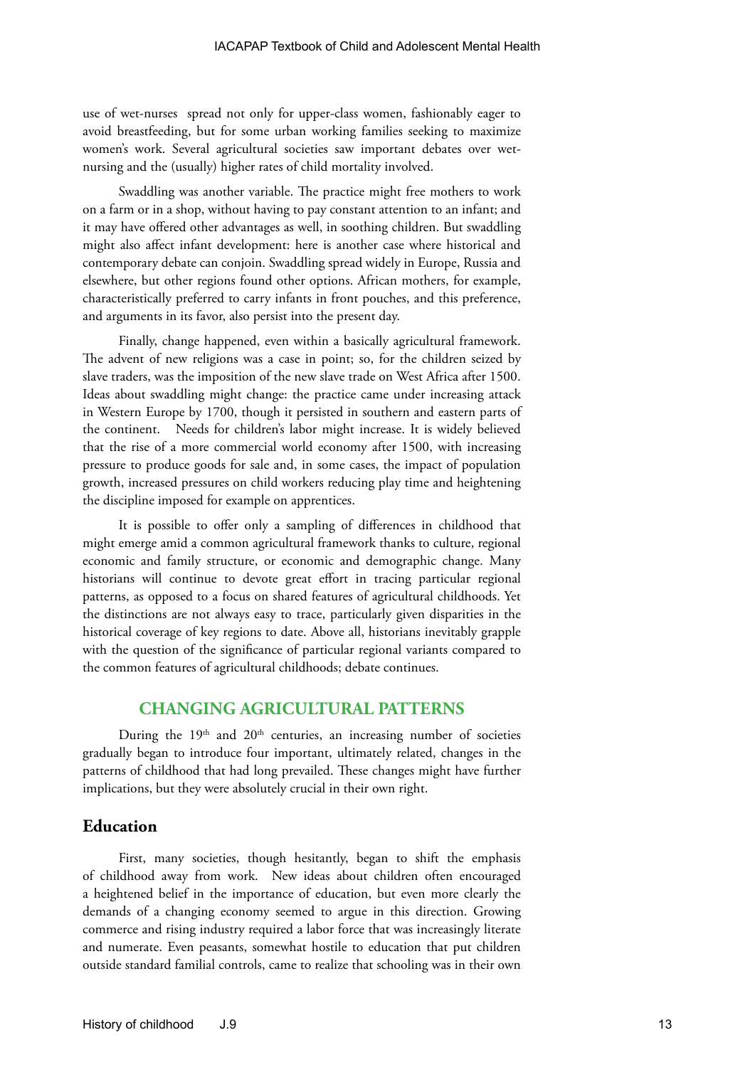use of wet-nurses spread not only for upper-class women, fashionably eager to avoid breastfeeding, but for some urban working families seeking to maximize women's work. Several agricultural societies saw important debates over wet-nursing and the (usually) higher rates of child mortality involved.

Swaddling was another variable. The practice might free mothers to work on a farm or in a shop, without having to pay constant attention to an infant; and it may have offered other advantages as well, in soothing children. But swaddling might also affect infant development: here is another case where historical and contemporary debate can conjoin. Swaddling spread widely in Europe, Russia and elsewhere, but other regions found other options. African mothers, for example, characteristically preferred to carry infants in front pouches, and this preference, and arguments in its favor, also persist into the present day.

Finally, change happened, even within a basically agricultural framework. The advent of new religions was a case in point; so, for the children seized by slave traders, was the imposition of the new slave trade on West Africa after 1500. Ideas about swaddling might change: the practice came under increasing attack in Western Europe by 1700, though it persisted in southern and eastern parts of the continent. Needs for children's labor might increase. It is widely believed that the rise of a more commercial world economy after 1500, with increasing pressure to produce goods for sale and, in some cases, the impact of population growth, increased pressures on child workers reducing play time and heightening the discipline imposed for example on apprentices.

It is possible to offer only a sampling of differences in childhood that might emerge amid a common agricultural framework thanks to culture, regional economic and family structure, or economic and demographic change. Many historians will continue to devote great effort in tracing particular regional patterns, as opposed to a focus on shared features of agricultural childhoods. Yet the distinctions are not always easy to trace, particularly given disparities in the historical coverage of key regions to date. Above all, historians inevitably grapple with the question of the significance of particular regional variants compared to the common features of agricultural childhoods; debate continues.

## CHANGING AGRICULTURAL PATTERNS

During the 19th and 20th centuries, an increasing number of societies gradually began to introduce four important, ultimately related, changes in the patterns of childhood that had long prevailed. These changes might have further implications, but they were absolutely crucial in their own right.

### Education

First, many societies, though hesitantly, began to shift the emphasis of childhood away from work. New ideas about children often encouraged a heightened belief in the importance of education, but even more clearly the demands of a changing economy seemed to argue in this direction. Growing commerce and rising industry required a labor force that was increasingly literate and numerate. Even peasants, somewhat hostile to education that put children outside standard familial controls, came to realize that schooling was in their own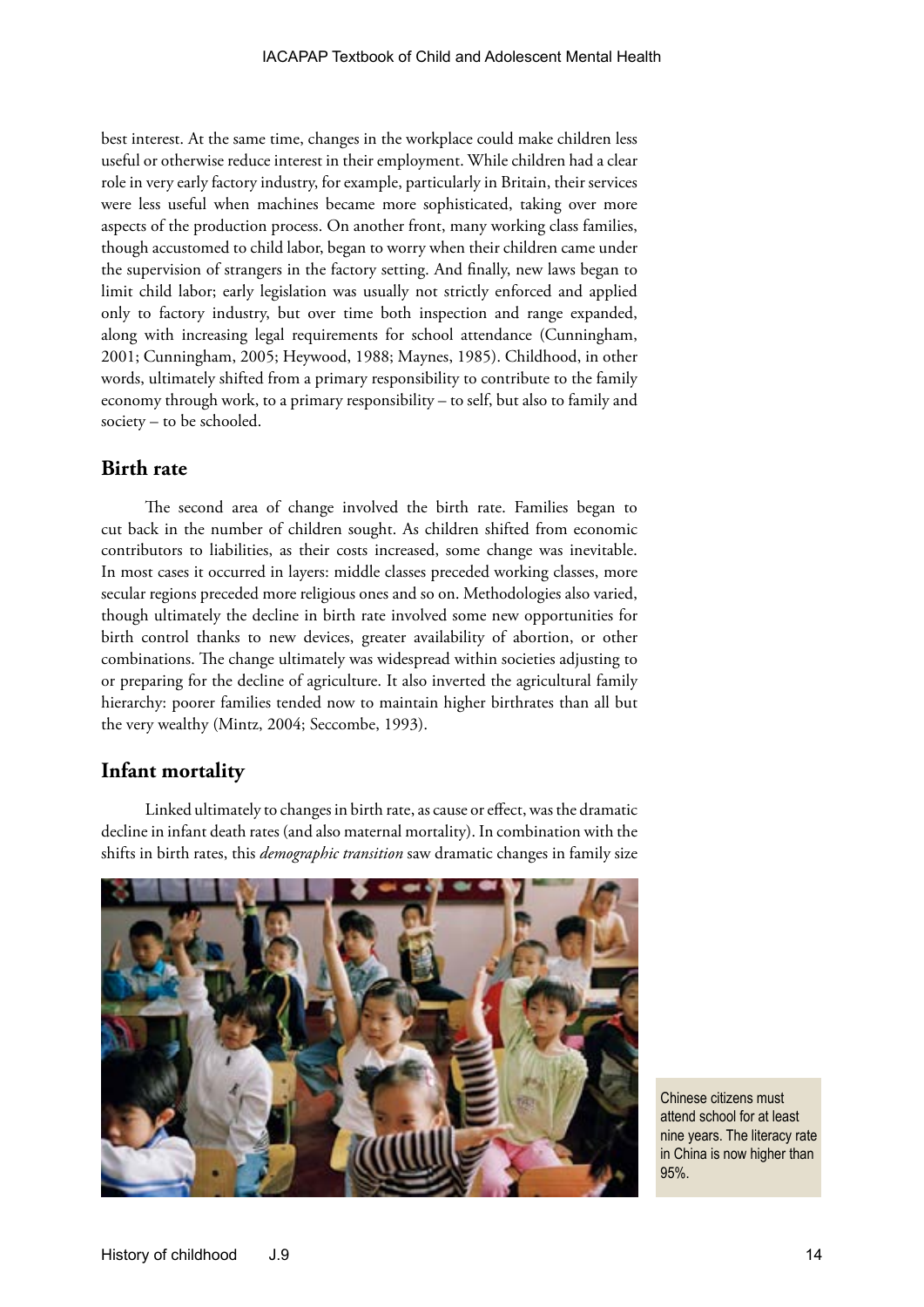best interest. At the same time, changes in the workplace could make children less useful or otherwise reduce interest in their employment. While children had a clear role in very early factory industry, for example, particularly in Britain, their services were less useful when machines became more sophisticated, taking over more aspects of the production process. On another front, many working class families, though accustomed to child labor, began to worry when their children came under the supervision of strangers in the factory setting. And finally, new laws began to limit child labor; early legislation was usually not strictly enforced and applied only to factory industry, but over time both inspection and range expanded, along with increasing legal requirements for school attendance (Cunningham, 2001; Cunningham, 2005; Heywood, 1988; Maynes, 1985). Childhood, in other words, ultimately shifted from a primary responsibility to contribute to the family economy through work, to a primary responsibility – to self, but also to family and society – to be schooled.

## Birth rate

The second area of change involved the birth rate. Families began to cut back in the number of children sought. As children shifted from economic contributors to liabilities, as their costs increased, some change was inevitable. In most cases it occurred in layers: middle classes preceded working classes, more secular regions preceded more religious ones and so on. Methodologies also varied, though ultimately the decline in birth rate involved some new opportunities for birth control thanks to new devices, greater availability of abortion, or other combinations. The change ultimately was widespread within societies adjusting to or preparing for the decline of agriculture. It also inverted the agricultural family hierarchy: poorer families tended now to maintain higher birthrates than all but the very wealthy (Mintz, 2004; Seccombe, 1993).

## Infant mortality

Linked ultimately to changes in birth rate, as cause or effect, was the dramatic decline in infant death rates (and also maternal mortality). In combination with the shifts in birth rates, this *demographic transition* saw dramatic changes in family size

Chinese citizens must attend school for at least nine years. The literacy rate in China is now higher than 95%.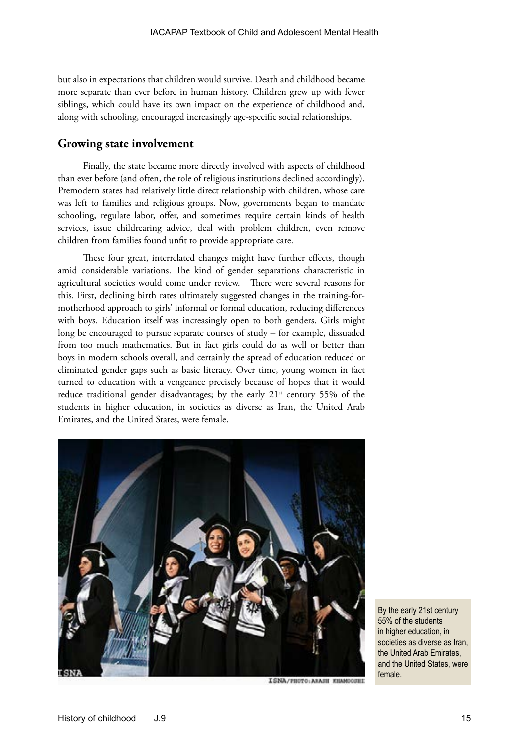but also in expectations that children would survive. Death and childhood became more separate than ever before in human history. Children grew up with fewer siblings, which could have its own impact on the experience of childhood and, along with schooling, encouraged increasingly age-specific social relationships.

## Growing state involvement

Finally, the state became more directly involved with aspects of childhood than ever before (and often, the role of religious institutions declined accordingly). Premodern states had relatively little direct relationship with children, whose care was left to families and religious groups. Now, governments began to mandate schooling, regulate labor, offer, and sometimes require certain kinds of health services, issue childrearing advice, deal with problem children, even remove children from families found unfit to provide appropriate care.

These four great, interrelated changes might have further effects, though amid considerable variations. The kind of gender separations characteristic in agricultural societies would come under review. There were several reasons for this. First, declining birth rates ultimately suggested changes in the training-for-motherhood approach to girls' informal or formal education, reducing differences with boys. Education itself was increasingly open to both genders. Girls might long be encouraged to pursue separate courses of study – for example, dissuaded from too much mathematics. But in fact girls could do as well or better than boys in modern schools overall, and certainly the spread of education reduced or eliminated gender gaps such as basic literacy. Over time, young women in fact turned to education with a vengeance precisely because of hopes that it would reduce traditional gender disadvantages; by the early 21st century 55% of the students in higher education, in societies as diverse as Iran, the United Arab Emirates, and the United States, were female.

By the early 21st century 55% of the students in higher education, in societies as diverse as Iran, the United Arab Emirates, and the United States, were female.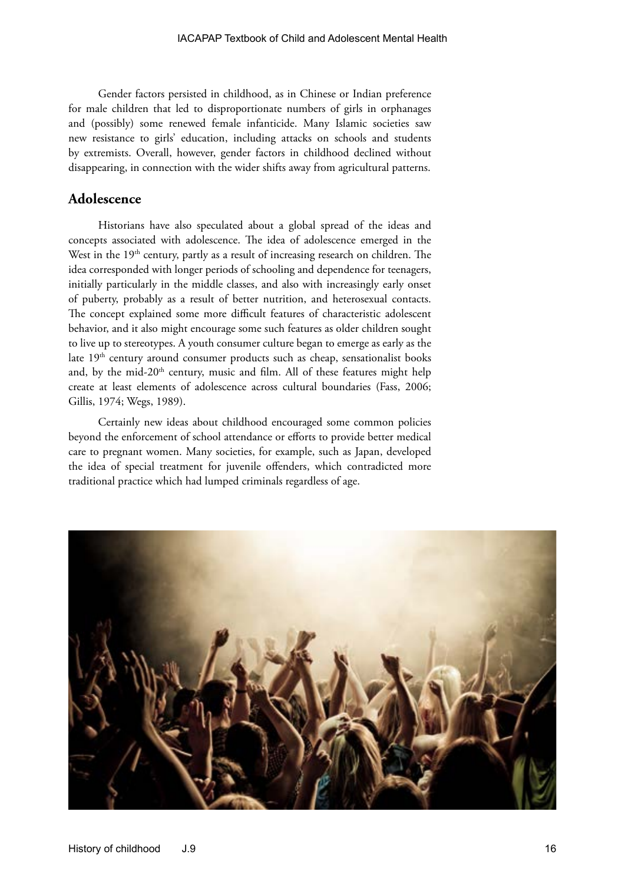Gender factors persisted in childhood, as in Chinese or Indian preference for male children that led to disproportionate numbers of girls in orphanages and (possibly) some renewed female infanticide. Many Islamic societies saw new resistance to girls' education, including attacks on schools and students by extremists. Overall, however, gender factors in childhood declined without disappearing, in connection with the wider shifts away from agricultural patterns.

## Adolescence

Historians have also speculated about a global spread of the ideas and concepts associated with adolescence. The idea of adolescence emerged in the West in the 19th century, partly as a result of increasing research on children. The idea corresponded with longer periods of schooling and dependence for teenagers, initially particularly in the middle classes, and also with increasingly early onset of puberty, probably as a result of better nutrition, and heterosexual contacts. The concept explained some more difficult features of characteristic adolescent behavior, and it also might encourage some such features as older children sought to live up to stereotypes. A youth consumer culture began to emerge as early as the late 19th century around consumer products such as cheap, sensationalist books and, by the mid-20th century, music and film. All of these features might help create at least elements of adolescence across cultural boundaries (Fass, 2006; Gillis, 1974; Wegs, 1989).

Certainly new ideas about childhood encouraged some common policies beyond the enforcement of school attendance or efforts to provide better medical care to pregnant women. Many societies, for example, such as Japan, developed the idea of special treatment for juvenile offenders, which contradicted more traditional practice which had lumped criminals regardless of age.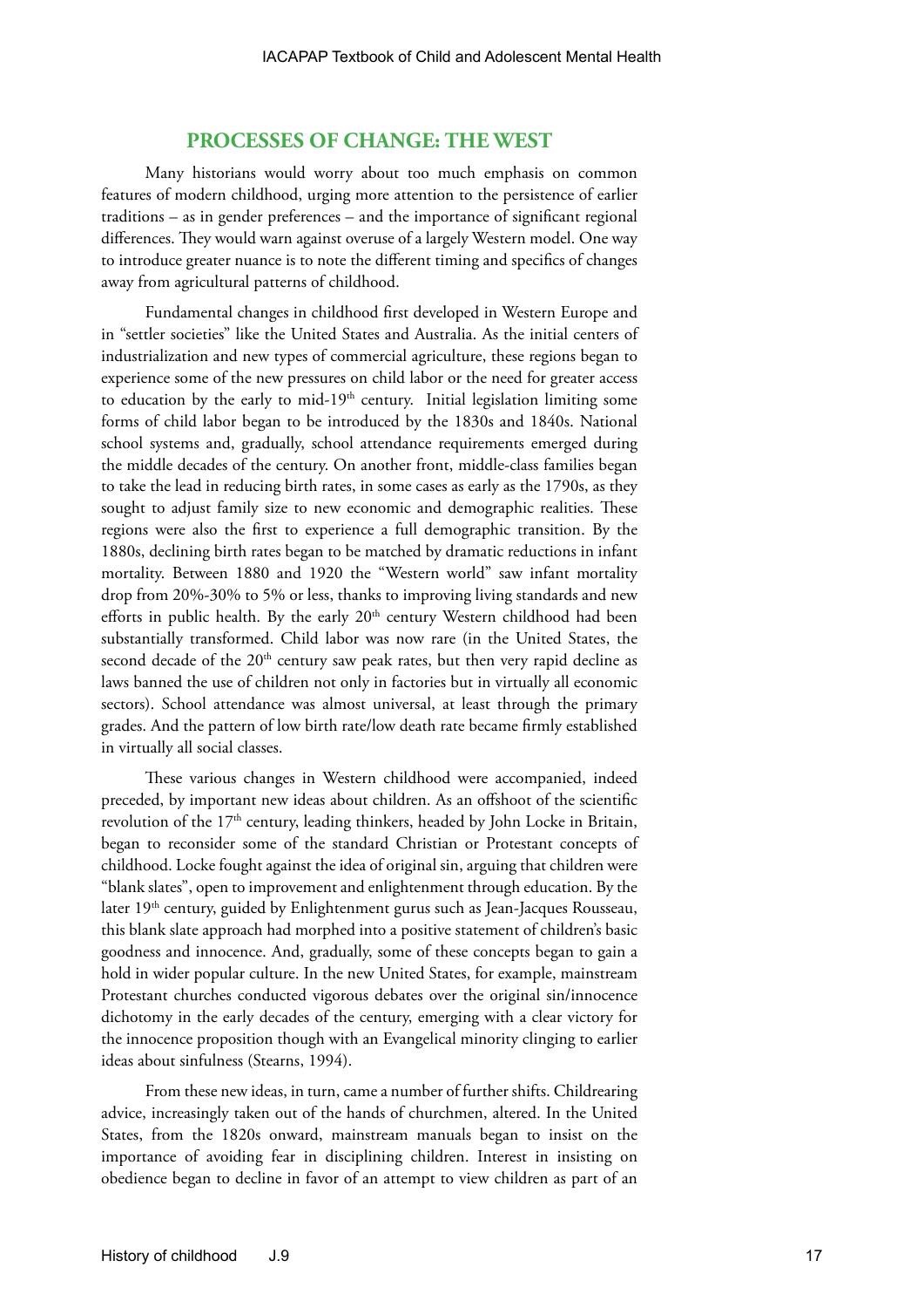## PROCESSES OF CHANGE: THE WEST

Many historians would worry about too much emphasis on common features of modern childhood, urging more attention to the persistence of earlier traditions – as in gender preferences – and the importance of significant regional differences. They would warn against overuse of a largely Western model. One way to introduce greater nuance is to note the different timing and specifics of changes away from agricultural patterns of childhood.

Fundamental changes in childhood first developed in Western Europe and in "settler societies" like the United States and Australia. As the initial centers of industrialization and new types of commercial agriculture, these regions began to experience some of the new pressures on child labor or the need for greater access to education by the early to mid-19th century. Initial legislation limiting some forms of child labor began to be introduced by the 1830s and 1840s. National school systems and, gradually, school attendance requirements emerged during the middle decades of the century. On another front, middle-class families began to take the lead in reducing birth rates, in some cases as early as the 1790s, as they sought to adjust family size to new economic and demographic realities. These regions were also the first to experience a full demographic transition. By the 1880s, declining birth rates began to be matched by dramatic reductions in infant mortality. Between 1880 and 1920 the "Western world" saw infant mortality drop from 20%-30% to 5% or less, thanks to improving living standards and new efforts in public health. By the early 20th century Western childhood had been substantially transformed. Child labor was now rare (in the United States, the second decade of the 20th century saw peak rates, but then very rapid decline as laws banned the use of children not only in factories but in virtually all economic sectors). School attendance was almost universal, at least through the primary grades. And the pattern of low birth rate/low death rate became firmly established in virtually all social classes.

These various changes in Western childhood were accompanied, indeed preceded, by important new ideas about children. As an offshoot of the scientific revolution of the 17th century, leading thinkers, headed by John Locke in Britain, began to reconsider some of the standard Christian or Protestant concepts of childhood. Locke fought against the idea of original sin, arguing that children were "blank slates", open to improvement and enlightenment through education. By the later 19th century, guided by Enlightenment gurus such as Jean-Jacques Rousseau, this blank slate approach had morphed into a positive statement of children's basic goodness and innocence. And, gradually, some of these concepts began to gain a hold in wider popular culture. In the new United States, for example, mainstream Protestant churches conducted vigorous debates over the original sin/innocence dichotomy in the early decades of the century, emerging with a clear victory for the innocence proposition though with an Evangelical minority clinging to earlier ideas about sinfulness (Stearns, 1994).

From these new ideas, in turn, came a number of further shifts. Childrearing advice, increasingly taken out of the hands of churchmen, altered. In the United States, from the 1820s onward, mainstream manuals began to insist on the importance of avoiding fear in disciplining children. Interest in insisting on obedience began to decline in favor of an attempt to view children as part of an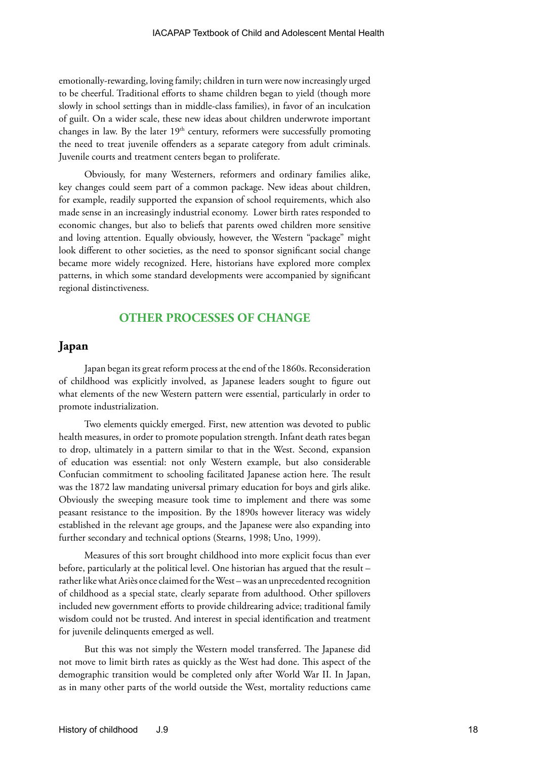emotionally-rewarding, loving family; children in turn were now increasingly urged to be cheerful. Traditional efforts to shame children began to yield (though more slowly in school settings than in middle-class families), in favor of an inculcation of guilt. On a wider scale, these new ideas about children underwrote important changes in law. By the later 19th century, reformers were successfully promoting the need to treat juvenile offenders as a separate category from adult criminals. Juvenile courts and treatment centers began to proliferate.

Obviously, for many Westerners, reformers and ordinary families alike, key changes could seem part of a common package. New ideas about children, for example, readily supported the expansion of school requirements, which also made sense in an increasingly industrial economy. Lower birth rates responded to economic changes, but also to beliefs that parents owed children more sensitive and loving attention. Equally obviously, however, the Western "package" might look different to other societies, as the need to sponsor significant social change became more widely recognized. Here, historians have explored more complex patterns, in which some standard developments were accompanied by significant regional distinctiveness.

## OTHER PROCESSES OF CHANGE

### Japan

Japan began its great reform process at the end of the 1860s. Reconsideration of childhood was explicitly involved, as Japanese leaders sought to figure out what elements of the new Western pattern were essential, particularly in order to promote industrialization.

Two elements quickly emerged. First, new attention was devoted to public health measures, in order to promote population strength. Infant death rates began to drop, ultimately in a pattern similar to that in the West. Second, expansion of education was essential: not only Western example, but also considerable Confucian commitment to schooling facilitated Japanese action here. The result was the 1872 law mandating universal primary education for boys and girls alike. Obviously the sweeping measure took time to implement and there was some peasant resistance to the imposition. By the 1890s however literacy was widely established in the relevant age groups, and the Japanese were also expanding into further secondary and technical options (Stearns, 1998; Uno, 1999).

Measures of this sort brought childhood into more explicit focus than ever before, particularly at the political level. One historian has argued that the result – rather like what Ariès once claimed for the West – was an unprecedented recognition of childhood as a special state, clearly separate from adulthood. Other spillovers included new government efforts to provide childrearing advice; traditional family wisdom could not be trusted. And interest in special identification and treatment for juvenile delinquents emerged as well.

But this was not simply the Western model transferred. The Japanese did not move to limit birth rates as quickly as the West had done. This aspect of the demographic transition would be completed only after World War II. In Japan, as in many other parts of the world outside the West, mortality reductions came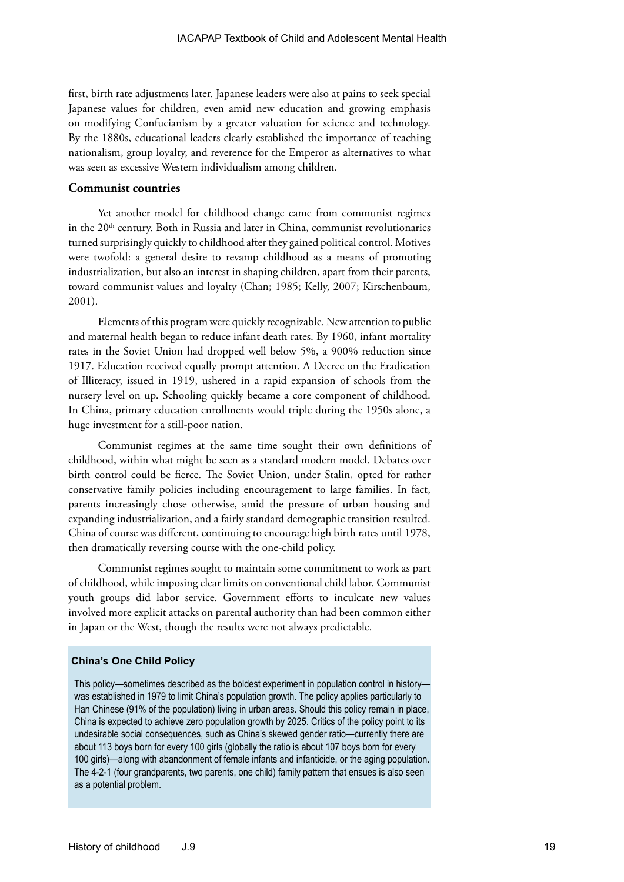first, birth rate adjustments later. Japanese leaders were also at pains to seek special Japanese values for children, even amid new education and growing emphasis on modifying Confucianism by a greater valuation for science and technology. By the 1880s, educational leaders clearly established the importance of teaching nationalism, group loyalty, and reverence for the Emperor as alternatives to what was seen as excessive Western individualism among children.

### Communist countries

Yet another model for childhood change came from communist regimes in the 20th century. Both in Russia and later in China, communist revolutionaries turned surprisingly quickly to childhood after they gained political control. Motives were twofold: a general desire to revamp childhood as a means of promoting industrialization, but also an interest in shaping children, apart from their parents, toward communist values and loyalty (Chan; 1985; Kelly, 2007; Kirschenbaum, 2001).

Elements of this program were quickly recognizable. New attention to public and maternal health began to reduce infant death rates. By 1960, infant mortality rates in the Soviet Union had dropped well below 5%, a 900% reduction since 1917. Education received equally prompt attention. A Decree on the Eradication of Illiteracy, issued in 1919, ushered in a rapid expansion of schools from the nursery level on up. Schooling quickly became a core component of childhood. In China, primary education enrollments would triple during the 1950s alone, a huge investment for a still-poor nation.

Communist regimes at the same time sought their own definitions of childhood, within what might be seen as a standard modern model. Debates over birth control could be fierce. The Soviet Union, under Stalin, opted for rather conservative family policies including encouragement to large families. In fact, parents increasingly chose otherwise, amid the pressure of urban housing and expanding industrialization, and a fairly standard demographic transition resulted. China of course was different, continuing to encourage high birth rates until 1978, then dramatically reversing course with the one-child policy.

Communist regimes sought to maintain some commitment to work as part of childhood, while imposing clear limits on conventional child labor. Communist youth groups did labor service. Government efforts to inculcate new values involved more explicit attacks on parental authority than had been common either in Japan or the West, though the results were not always predictable.

**China's One Child Policy**

This policy—sometimes described as the boldest experiment in population control in history—was established in 1979 to limit China's population growth. The policy applies particularly to Han Chinese (91% of the population) living in urban areas. Should this policy remain in place, China is expected to achieve zero population growth by 2025. Critics of the policy point to its undesirable social consequences, such as China's skewed gender ratio—currently there are about 113 boys born for every 100 girls (globally the ratio is about 107 boys born for every 100 girls)—along with abandonment of female infants and infanticide, or the aging population. The 4-2-1 (four grandparents, two parents, one child) family pattern that ensues is also seen as a potential problem.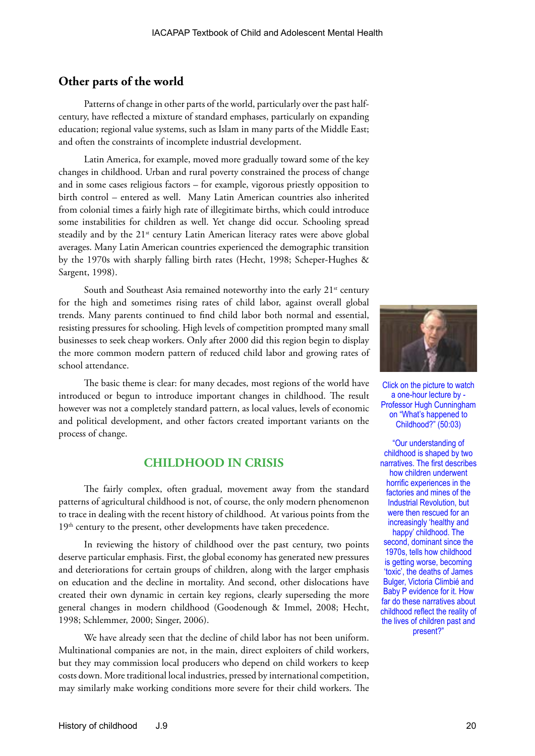## Other parts of the world

Patterns of change in other parts of the world, particularly over the past half-century, have reflected a mixture of standard emphases, particularly on expanding education; regional value systems, such as Islam in many parts of the Middle East; and often the constraints of incomplete industrial development.

Latin America, for example, moved more gradually toward some of the key changes in childhood. Urban and rural poverty constrained the process of change and in some cases religious factors – for example, vigorous priestly opposition to birth control – entered as well. Many Latin American countries also inherited from colonial times a fairly high rate of illegitimate births, which could introduce some instabilities for children as well. Yet change did occur. Schooling spread steadily and by the 21st century Latin American literacy rates were above global averages. Many Latin American countries experienced the demographic transition by the 1970s with sharply falling birth rates (Hecht, 1998; Scheper-Hughes & Sargent, 1998).

South and Southeast Asia remained noteworthy into the early 21st century for the high and sometimes rising rates of child labor, against overall global trends. Many parents continued to find child labor both normal and essential, resisting pressures for schooling. High levels of competition prompted many small businesses to seek cheap workers. Only after 2000 did this region begin to display the more common modern pattern of reduced child labor and growing rates of school attendance.

The basic theme is clear: for many decades, most regions of the world have introduced or begun to introduce important changes in childhood. The result however was not a completely standard pattern, as local values, levels of economic and political development, and other factors created important variants on the process of change.

Click on the picture to watch a one-hour lecture by - Professor Hugh Cunningham on "What's happened to Childhood?" (50:03)

"Our understanding of childhood is shaped by two narratives. The first describes how children underwent horrific experiences in the factories and mines of the Industrial Revolution, but were then rescued for an increasingly 'healthy and happy' childhood. The second, dominant since the 1970s, tells how childhood is getting worse, becoming 'toxic', the deaths of James Bulger, Victoria Climbié and Baby P evidence for it. How far do these narratives about childhood reflect the reality of the lives of children past and present?"

## CHILDHOOD IN CRISIS

The fairly complex, often gradual, movement away from the standard patterns of agricultural childhood is not, of course, the only modern phenomenon to trace in dealing with the recent history of childhood. At various points from the 19th century to the present, other developments have taken precedence.

In reviewing the history of childhood over the past century, two points deserve particular emphasis. First, the global economy has generated new pressures and deteriorations for certain groups of children, along with the larger emphasis on education and the decline in mortality. And second, other dislocations have created their own dynamic in certain key regions, clearly superseding the more general changes in modern childhood (Goodenough & Immel, 2008; Hecht, 1998; Schlemmer, 2000; Singer, 2006).

We have already seen that the decline of child labor has not been uniform. Multinational companies are not, in the main, direct exploiters of child workers, but they may commission local producers who depend on child workers to keep costs down. More traditional local industries, pressed by international competition, may similarly make working conditions more severe for their child workers. The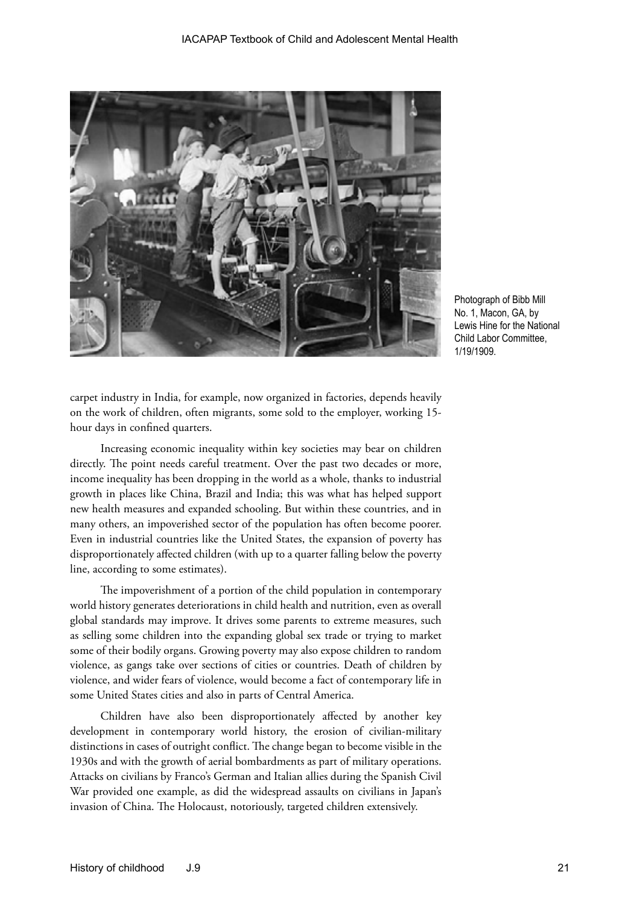Photograph of Bibb Mill No. 1, Macon, GA, by Lewis Hine for the National Child Labor Committee, 1/19/1909.

carpet industry in India, for example, now organized in factories, depends heavily on the work of children, often migrants, some sold to the employer, working 15-hour days in confined quarters.

Increasing economic inequality within key societies may bear on children directly. The point needs careful treatment. Over the past two decades or more, income inequality has been dropping in the world as a whole, thanks to industrial growth in places like China, Brazil and India; this was what has helped support new health measures and expanded schooling. But within these countries, and in many others, an impoverished sector of the population has often become poorer. Even in industrial countries like the United States, the expansion of poverty has disproportionately affected children (with up to a quarter falling below the poverty line, according to some estimates).

The impoverishment of a portion of the child population in contemporary world history generates deteriorations in child health and nutrition, even as overall global standards may improve. It drives some parents to extreme measures, such as selling some children into the expanding global sex trade or trying to market some of their bodily organs. Growing poverty may also expose children to random violence, as gangs take over sections of cities or countries. Death of children by violence, and wider fears of violence, would become a fact of contemporary life in some United States cities and also in parts of Central America.

Children have also been disproportionately affected by another key development in contemporary world history, the erosion of civilian-military distinctions in cases of outright conflict. The change began to become visible in the 1930s and with the growth of aerial bombardments as part of military operations. Attacks on civilians by Franco's German and Italian allies during the Spanish Civil War provided one example, as did the widespread assaults on civilians in Japan's invasion of China. The Holocaust, notoriously, targeted children extensively.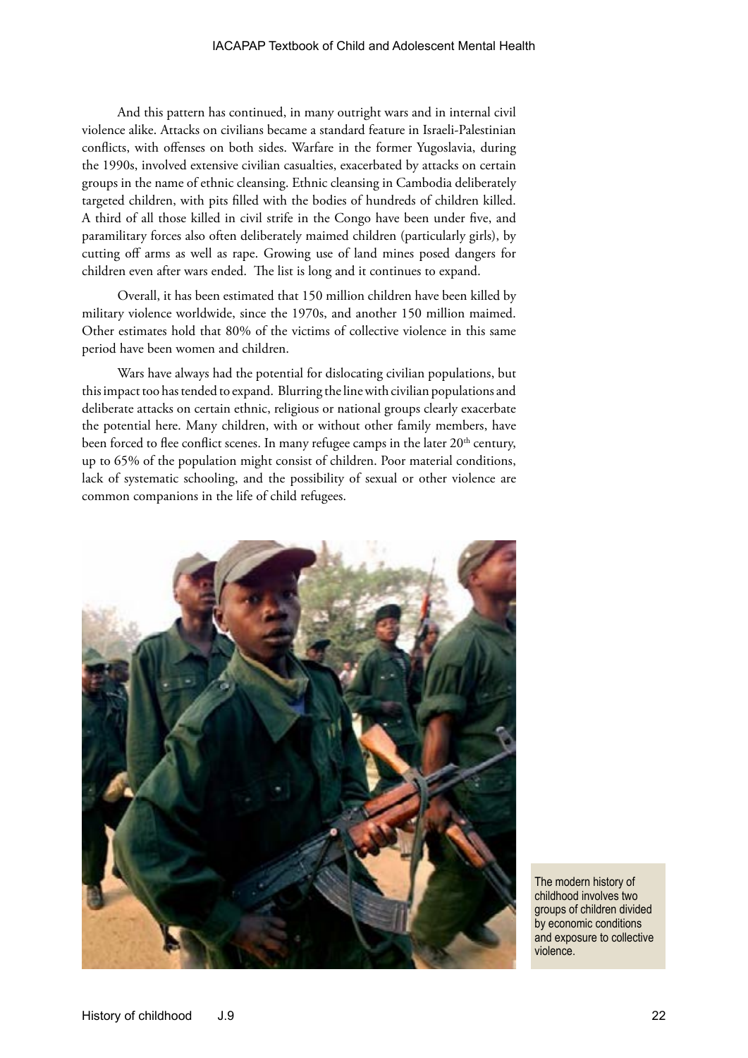And this pattern has continued, in many outright wars and in internal civil violence alike. Attacks on civilians became a standard feature in Israeli-Palestinian conflicts, with offenses on both sides. Warfare in the former Yugoslavia, during the 1990s, involved extensive civilian casualties, exacerbated by attacks on certain groups in the name of ethnic cleansing. Ethnic cleansing in Cambodia deliberately targeted children, with pits filled with the bodies of hundreds of children killed. A third of all those killed in civil strife in the Congo have been under five, and paramilitary forces also often deliberately maimed children (particularly girls), by cutting off arms as well as rape. Growing use of land mines posed dangers for children even after wars ended. The list is long and it continues to expand.

Overall, it has been estimated that 150 million children have been killed by military violence worldwide, since the 1970s, and another 150 million maimed. Other estimates hold that 80% of the victims of collective violence in this same period have been women and children.

Wars have always had the potential for dislocating civilian populations, but this impact too has tended to expand. Blurring the line with civilian populations and deliberate attacks on certain ethnic, religious or national groups clearly exacerbate the potential here. Many children, with or without other family members, have been forced to flee conflict scenes. In many refugee camps in the later 20th century, up to 65% of the population might consist of children. Poor material conditions, lack of systematic schooling, and the possibility of sexual or other violence are common companions in the life of child refugees.

The modern history of childhood involves two groups of children divided by economic conditions and exposure to collective violence.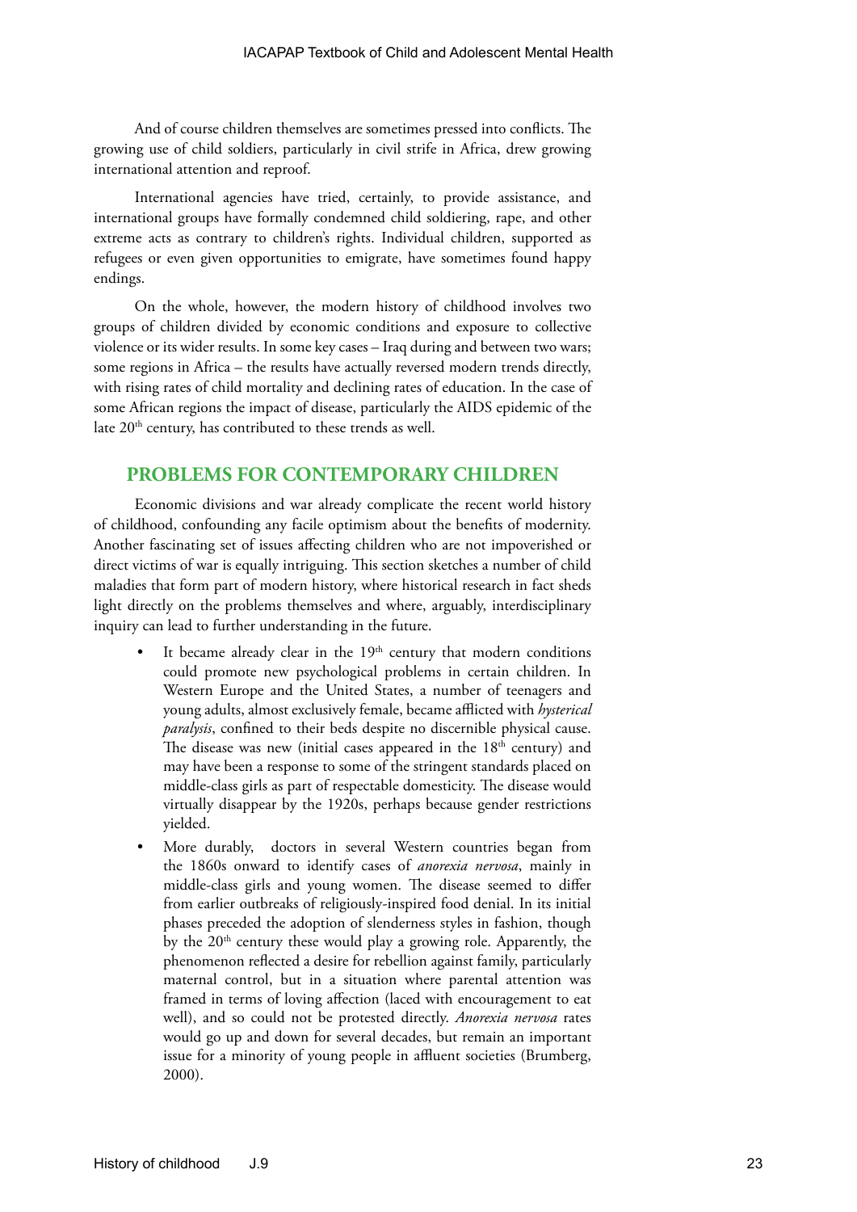And of course children themselves are sometimes pressed into conflicts. The growing use of child soldiers, particularly in civil strife in Africa, drew growing international attention and reproof.

International agencies have tried, certainly, to provide assistance, and international groups have formally condemned child soldiering, rape, and other extreme acts as contrary to children's rights. Individual children, supported as refugees or even given opportunities to emigrate, have sometimes found happy endings.

On the whole, however, the modern history of childhood involves two groups of children divided by economic conditions and exposure to collective violence or its wider results. In some key cases – Iraq during and between two wars; some regions in Africa – the results have actually reversed modern trends directly, with rising rates of child mortality and declining rates of education. In the case of some African regions the impact of disease, particularly the AIDS epidemic of the late 20th century, has contributed to these trends as well.

## PROBLEMS FOR CONTEMPORARY CHILDREN

Economic divisions and war already complicate the recent world history of childhood, confounding any facile optimism about the benefits of modernity. Another fascinating set of issues affecting children who are not impoverished or direct victims of war is equally intriguing. This section sketches a number of child maladies that form part of modern history, where historical research in fact sheds light directly on the problems themselves and where, arguably, interdisciplinary inquiry can lead to further understanding in the future.

- It became already clear in the 19th century that modern conditions could promote new psychological problems in certain children. In Western Europe and the United States, a number of teenagers and young adults, almost exclusively female, became afflicted with *hysterical paralysis*, confined to their beds despite no discernible physical cause. The disease was new (initial cases appeared in the 18th century) and may have been a response to some of the stringent standards placed on middle-class girls as part of respectable domesticity. The disease would virtually disappear by the 1920s, perhaps because gender restrictions yielded.
- More durably, doctors in several Western countries began from the 1860s onward to identify cases of *anorexia nervosa*, mainly in middle-class girls and young women. The disease seemed to differ from earlier outbreaks of religiously-inspired food denial. In its initial phases preceded the adoption of slenderness styles in fashion, though by the 20th century these would play a growing role. Apparently, the phenomenon reflected a desire for rebellion against family, particularly maternal control, but in a situation where parental attention was framed in terms of loving affection (laced with encouragement to eat well), and so could not be protested directly. *Anorexia nervosa* rates would go up and down for several decades, but remain an important issue for a minority of young people in affluent societies (Brumberg, 2000).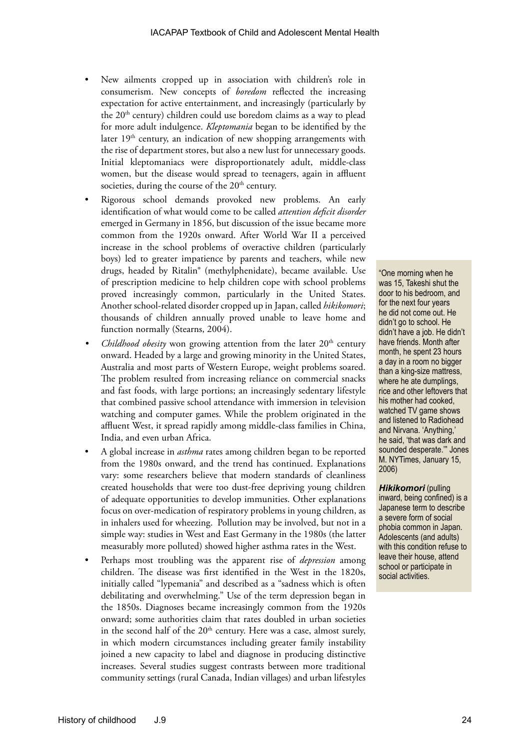- New ailments cropped up in association with children's role in consumerism. New concepts of *boredom* reflected the increasing expectation for active entertainment, and increasingly (particularly by the 20th century) children could use boredom claims as a way to plead for more adult indulgence. *Kleptomania* began to be identified by the later 19th century, an indication of new shopping arrangements with the rise of department stores, but also a new lust for unnecessary goods. Initial kleptomaniacs were disproportionately adult, middle-class women, but the disease would spread to teenagers, again in affluent societies, during the course of the 20th century.
- Rigorous school demands provoked new problems. An early identification of what would come to be called *attention deficit disorder* emerged in Germany in 1856, but discussion of the issue became more common from the 1920s onward. After World War II a perceived increase in the school problems of overactive children (particularly boys) led to greater impatience by parents and teachers, while new drugs, headed by Ritalin® (methylphenidate), became available. Use of prescription medicine to help children cope with school problems proved increasingly common, particularly in the United States. Another school-related disorder cropped up in Japan, called *hikikomori*; thousands of children annually proved unable to leave home and function normally (Stearns, 2004).
- *Childhood obesity* won growing attention from the later 20th century onward. Headed by a large and growing minority in the United States, Australia and most parts of Western Europe, weight problems soared. The problem resulted from increasing reliance on commercial snacks and fast foods, with large portions; an increasingly sedentary lifestyle that combined passive school attendance with immersion in television watching and computer games. While the problem originated in the affluent West, it spread rapidly among middle-class families in China, India, and even urban Africa.
- A global increase in *asthma* rates among children began to be reported from the 1980s onward, and the trend has continued. Explanations vary: some researchers believe that modern standards of cleanliness created households that were too dust-free depriving young children of adequate opportunities to develop immunities. Other explanations focus on over-medication of respiratory problems in young children, as in inhalers used for wheezing. Pollution may be involved, but not in a simple way: studies in West and East Germany in the 1980s (the latter measurably more polluted) showed higher asthma rates in the West.
- Perhaps most troubling was the apparent rise of *depression* among children. The disease was first identified in the West in the 1820s, initially called "lypemania" and described as a "sadness which is often debilitating and overwhelming." Use of the term depression began in the 1850s. Diagnoses became increasingly common from the 1920s onward; some authorities claim that rates doubled in urban societies in the second half of the 20th century. Here was a case, almost surely, in which modern circumstances including greater family instability joined a new capacity to label and diagnose in producing distinctive increases. Several studies suggest contrasts between more traditional community settings (rural Canada, Indian villages) and urban lifestyles

"One morning when he was 15, Takeshi shut the door to his bedroom, and for the next four years he did not come out. He didn't go to school. He didn't have a job. He didn't have friends. Month after month, he spent 23 hours a day in a room no bigger than a king-size mattress, where he ate dumplings, rice and other leftovers that his mother had cooked, watched TV game shows and listened to Radiohead and Nirvana. 'Anything,' he said, 'that was dark and sounded desperate.'" Jones M. NYTimes, January 15, 2006)

***Hikikomori*** (pulling inward, being confined) is a Japanese term to describe a severe form of social phobia common in Japan. Adolescents (and adults) with this condition refuse to leave their house, attend school or participate in social activities.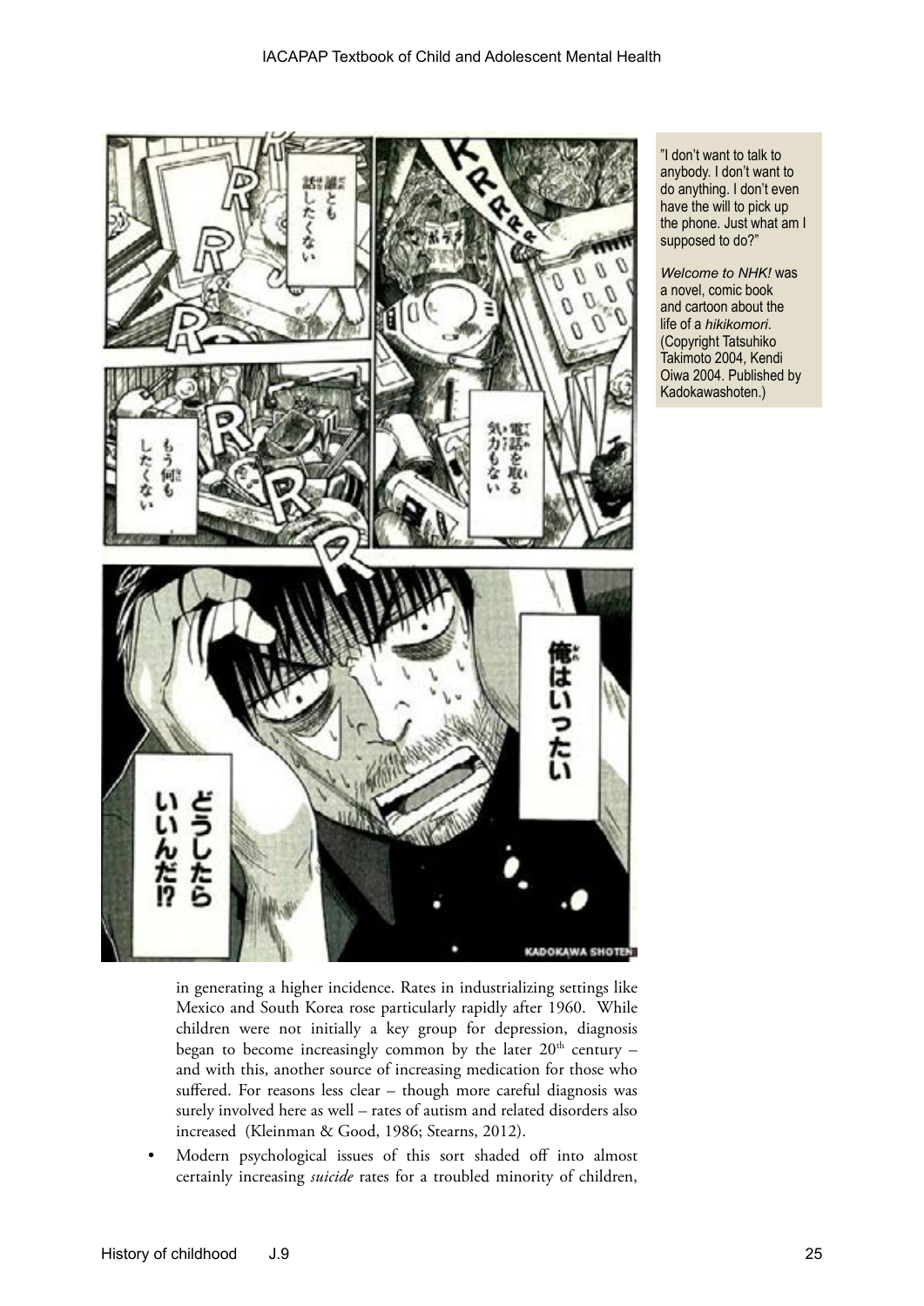"I don't want to talk to anybody. I don't want to do anything. I don't even have the will to pick up the phone. Just what am I supposed to do?"

*Welcome to NHK!* was a novel, comic book and cartoon about the life of a *hikikomori*. (Copyright Tatsuhiko Takimoto 2004, Kendi Oiwa 2004. Published by Kadokawashoten.)

in generating a higher incidence. Rates in industrializing settings like Mexico and South Korea rose particularly rapidly after 1960. While children were not initially a key group for depression, diagnosis began to become increasingly common by the later 20th century – and with this, another source of increasing medication for those who suffered. For reasons less clear – though more careful diagnosis was surely involved here as well – rates of autism and related disorders also increased (Kleinman & Good, 1986; Stearns, 2012).

- Modern psychological issues of this sort shaded off into almost certainly increasing *suicide* rates for a troubled minority of children,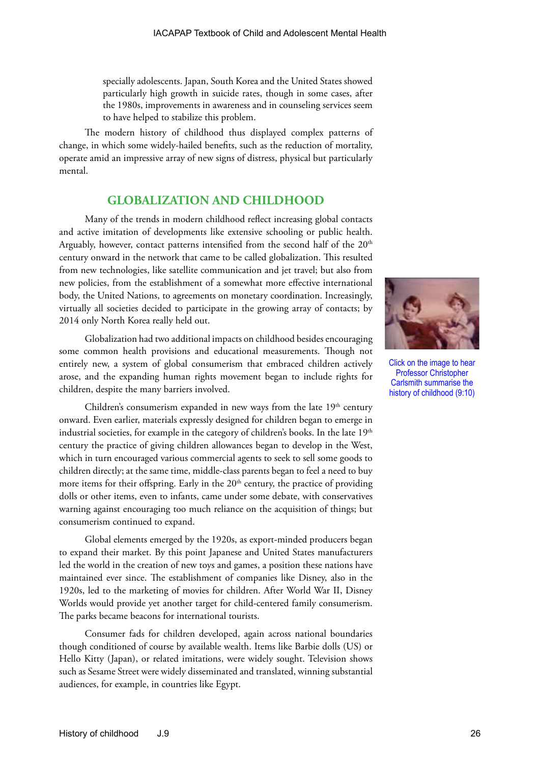specially adolescents. Japan, South Korea and the United States showed particularly high growth in suicide rates, though in some cases, after the 1980s, improvements in awareness and in counseling services seem to have helped to stabilize this problem.

The modern history of childhood thus displayed complex patterns of change, in which some widely-hailed benefits, such as the reduction of mortality, operate amid an impressive array of new signs of distress, physical but particularly mental.

## GLOBALIZATION AND CHILDHOOD

Many of the trends in modern childhood reflect increasing global contacts and active imitation of developments like extensive schooling or public health. Arguably, however, contact patterns intensified from the second half of the 20th century onward in the network that came to be called globalization. This resulted from new technologies, like satellite communication and jet travel; but also from new policies, from the establishment of a somewhat more effective international body, the United Nations, to agreements on monetary coordination. Increasingly, virtually all societies decided to participate in the growing array of contacts; by 2014 only North Korea really held out.

Click on the image to hear Professor Christopher Carlsmith summarise the history of childhood (9:10)

Globalization had two additional impacts on childhood besides encouraging some common health provisions and educational measurements. Though not entirely new, a system of global consumerism that embraced children actively arose, and the expanding human rights movement began to include rights for children, despite the many barriers involved.

Children's consumerism expanded in new ways from the late 19th century onward. Even earlier, materials expressly designed for children began to emerge in industrial societies, for example in the category of children's books. In the late 19th century the practice of giving children allowances began to develop in the West, which in turn encouraged various commercial agents to seek to sell some goods to children directly; at the same time, middle-class parents began to feel a need to buy more items for their offspring. Early in the 20th century, the practice of providing dolls or other items, even to infants, came under some debate, with conservatives warning against encouraging too much reliance on the acquisition of things; but consumerism continued to expand.

Global elements emerged by the 1920s, as export-minded producers began to expand their market. By this point Japanese and United States manufacturers led the world in the creation of new toys and games, a position these nations have maintained ever since. The establishment of companies like Disney, also in the 1920s, led to the marketing of movies for children. After World War II, Disney Worlds would provide yet another target for child-centered family consumerism. The parks became beacons for international tourists.

Consumer fads for children developed, again across national boundaries though conditioned of course by available wealth. Items like Barbie dolls (US) or Hello Kitty (Japan), or related imitations, were widely sought. Television shows such as Sesame Street were widely disseminated and translated, winning substantial audiences, for example, in countries like Egypt.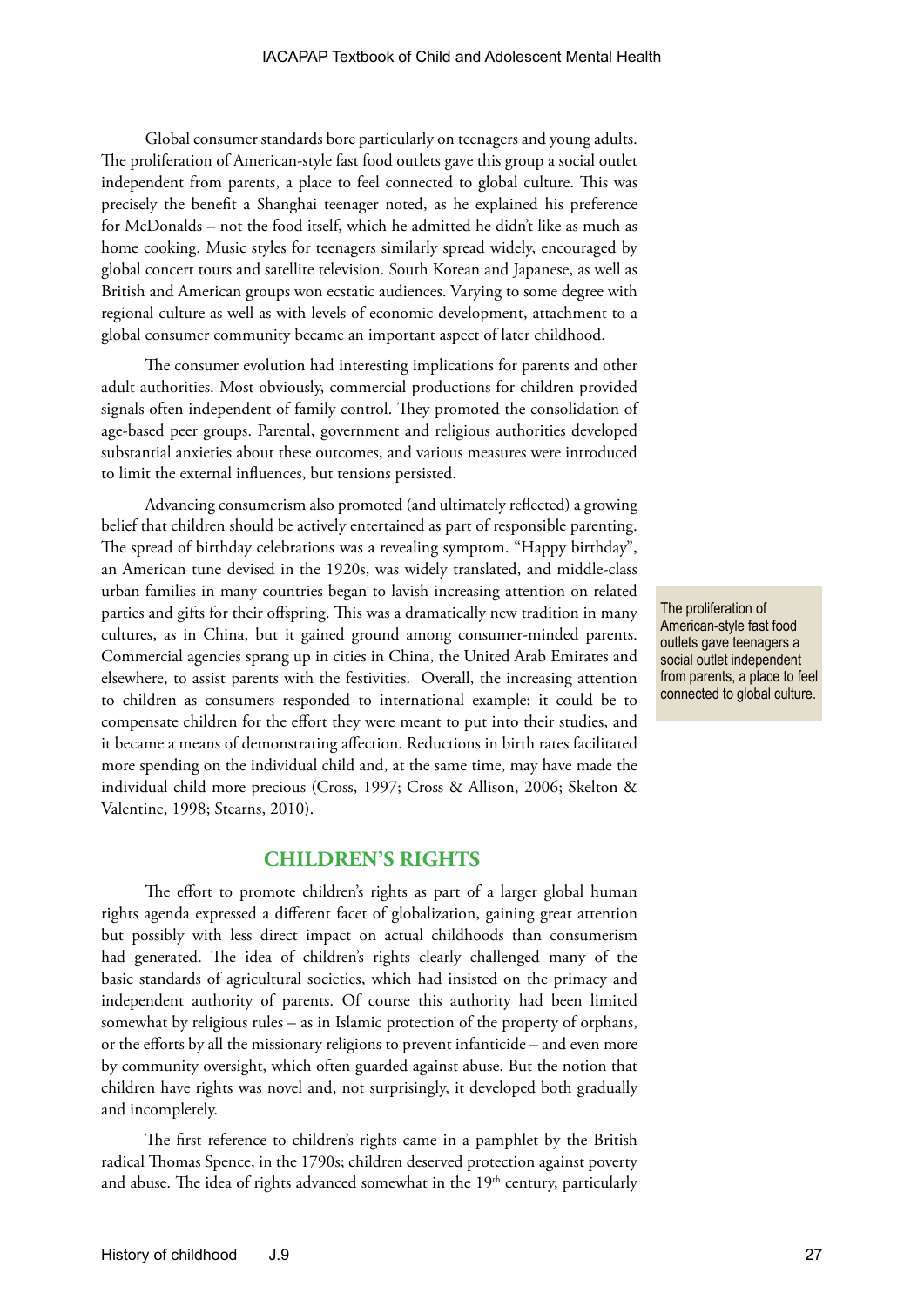Global consumer standards bore particularly on teenagers and young adults. The proliferation of American-style fast food outlets gave this group a social outlet independent from parents, a place to feel connected to global culture. This was precisely the benefit a Shanghai teenager noted, as he explained his preference for McDonalds – not the food itself, which he admitted he didn't like as much as home cooking. Music styles for teenagers similarly spread widely, encouraged by global concert tours and satellite television. South Korean and Japanese, as well as British and American groups won ecstatic audiences. Varying to some degree with regional culture as well as with levels of economic development, attachment to a global consumer community became an important aspect of later childhood.

The consumer evolution had interesting implications for parents and other adult authorities. Most obviously, commercial productions for children provided signals often independent of family control. They promoted the consolidation of age-based peer groups. Parental, government and religious authorities developed substantial anxieties about these outcomes, and various measures were introduced to limit the external influences, but tensions persisted.

Advancing consumerism also promoted (and ultimately reflected) a growing belief that children should be actively entertained as part of responsible parenting. The spread of birthday celebrations was a revealing symptom. "Happy birthday", an American tune devised in the 1920s, was widely translated, and middle-class urban families in many countries began to lavish increasing attention on related parties and gifts for their offspring. This was a dramatically new tradition in many cultures, as in China, but it gained ground among consumer-minded parents. Commercial agencies sprang up in cities in China, the United Arab Emirates and elsewhere, to assist parents with the festivities. Overall, the increasing attention to children as consumers responded to international example: it could be to compensate children for the effort they were meant to put into their studies, and it became a means of demonstrating affection. Reductions in birth rates facilitated more spending on the individual child and, at the same time, may have made the individual child more precious (Cross, 1997; Cross & Allison, 2006; Skelton & Valentine, 1998; Stearns, 2010).

> The proliferation of American-style fast food outlets gave teenagers a social outlet independent from parents, a place to feel connected to global culture.

## CHILDREN'S RIGHTS

The effort to promote children's rights as part of a larger global human rights agenda expressed a different facet of globalization, gaining great attention but possibly with less direct impact on actual childhoods than consumerism had generated. The idea of children's rights clearly challenged many of the basic standards of agricultural societies, which had insisted on the primacy and independent authority of parents. Of course this authority had been limited somewhat by religious rules – as in Islamic protection of the property of orphans, or the efforts by all the missionary religions to prevent infanticide – and even more by community oversight, which often guarded against abuse. But the notion that children have rights was novel and, not surprisingly, it developed both gradually and incompletely.

The first reference to children's rights came in a pamphlet by the British radical Thomas Spence, in the 1790s; children deserved protection against poverty and abuse. The idea of rights advanced somewhat in the 19th century, particularly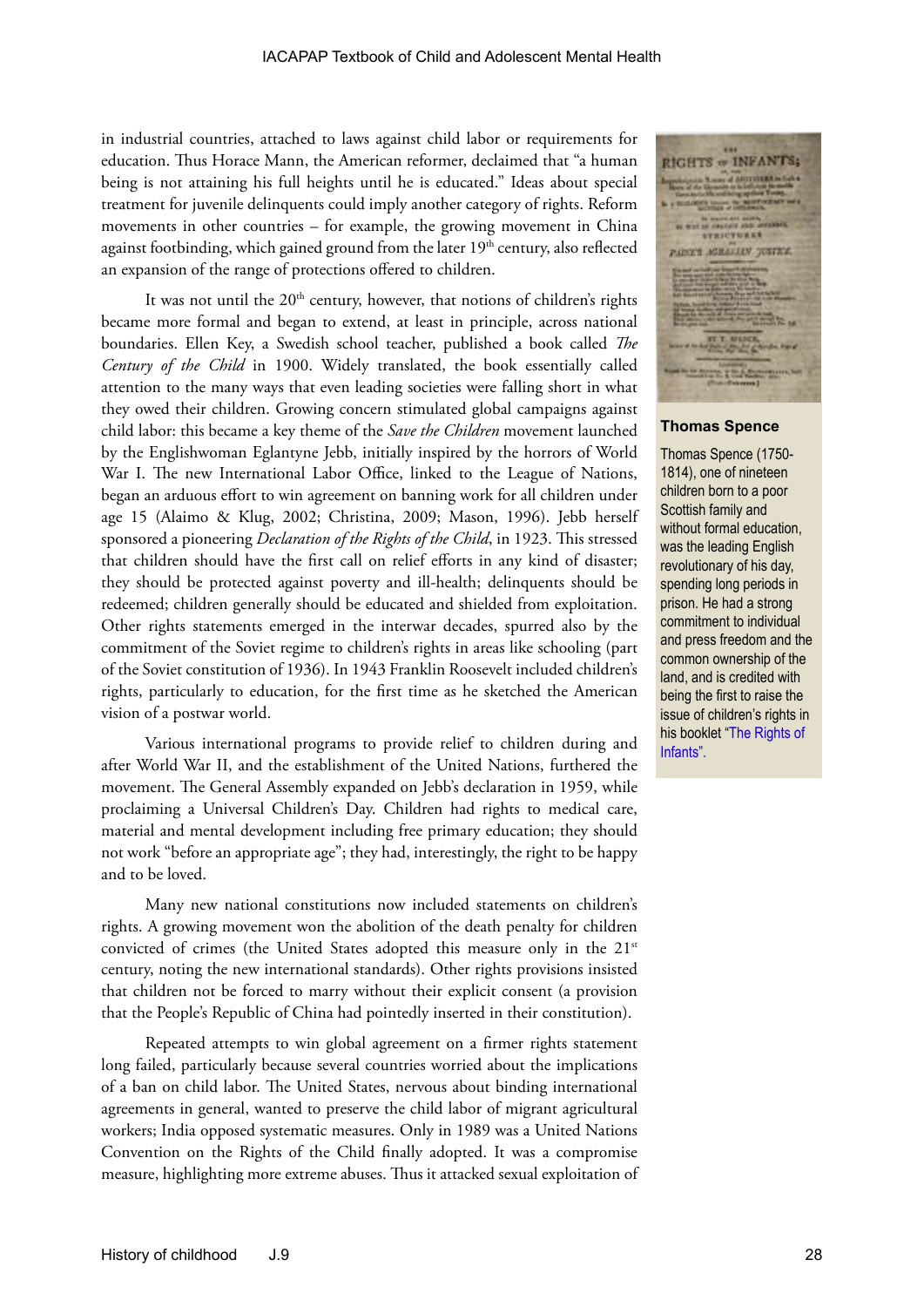in industrial countries, attached to laws against child labor or requirements for education. Thus Horace Mann, the American reformer, declaimed that "a human being is not attaining his full heights until he is educated." Ideas about special treatment for juvenile delinquents could imply another category of rights. Reform movements in other countries – for example, the growing movement in China against footbinding, which gained ground from the later 19th century, also reflected an expansion of the range of protections offered to children.

It was not until the 20th century, however, that notions of children's rights became more formal and began to extend, at least in principle, across national boundaries. Ellen Key, a Swedish school teacher, published a book called *The Century of the Child* in 1900. Widely translated, the book essentially called attention to the many ways that even leading societies were falling short in what they owed their children. Growing concern stimulated global campaigns against child labor: this became a key theme of the *Save the Children* movement launched by the Englishwoman Eglantyne Jebb, initially inspired by the horrors of World War I. The new International Labor Office, linked to the League of Nations, began an arduous effort to win agreement on banning work for all children under age 15 (Alaimo & Klug, 2002; Christina, 2009; Mason, 1996). Jebb herself sponsored a pioneering *Declaration of the Rights of the Child*, in 1923. This stressed that children should have the first call on relief efforts in any kind of disaster; they should be protected against poverty and ill-health; delinquents should be redeemed; children generally should be educated and shielded from exploitation. Other rights statements emerged in the interwar decades, spurred also by the commitment of the Soviet regime to children's rights in areas like schooling (part of the Soviet constitution of 1936). In 1943 Franklin Roosevelt included children's rights, particularly to education, for the first time as he sketched the American vision of a postwar world.

Various international programs to provide relief to children during and after World War II, and the establishment of the United Nations, furthered the movement. The General Assembly expanded on Jebb's declaration in 1959, while proclaiming a Universal Children's Day. Children had rights to medical care, material and mental development including free primary education; they should not work "before an appropriate age"; they had, interestingly, the right to be happy and to be loved.

Many new national constitutions now included statements on children's rights. A growing movement won the abolition of the death penalty for children convicted of crimes (the United States adopted this measure only in the 21st century, noting the new international standards). Other rights provisions insisted that children not be forced to marry without their explicit consent (a provision that the People's Republic of China had pointedly inserted in their constitution).

Repeated attempts to win global agreement on a firmer rights statement long failed, particularly because several countries worried about the implications of a ban on child labor. The United States, nervous about binding international agreements in general, wanted to preserve the child labor of migrant agricultural workers; India opposed systematic measures. Only in 1989 was a United Nations Convention on the Rights of the Child finally adopted. It was a compromise measure, highlighting more extreme abuses. Thus it attacked sexual exploitation of

**Thomas Spence**

Thomas Spence (1750-1814), one of nineteen children born to a poor Scottish family and without formal education, was the leading English revolutionary of his day, spending long periods in prison. He had a strong commitment to individual and press freedom and the common ownership of the land, and is credited with being the first to raise the issue of children's rights in his booklet "The Rights of Infants".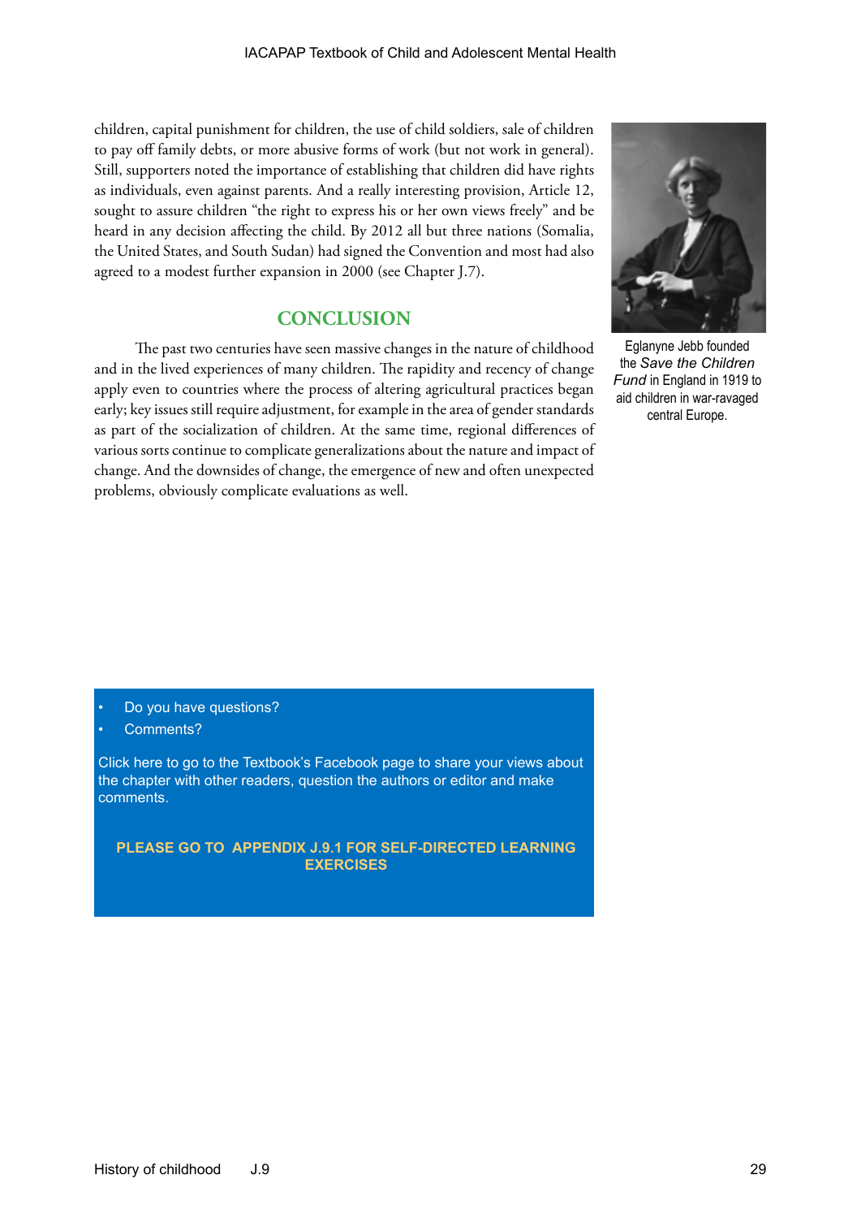children, capital punishment for children, the use of child soldiers, sale of children to pay off family debts, or more abusive forms of work (but not work in general). Still, supporters noted the importance of establishing that children did have rights as individuals, even against parents. And a really interesting provision, Article 12, sought to assure children "the right to express his or her own views freely" and be heard in any decision affecting the child. By 2012 all but three nations (Somalia, the United States, and South Sudan) had signed the Convention and most had also agreed to a modest further expansion in 2000 (see Chapter J.7).

Eglanyne Jebb founded the *Save the Children Fund* in England in 1919 to aid children in war-ravaged central Europe.

## CONCLUSION

The past two centuries have seen massive changes in the nature of childhood and in the lived experiences of many children. The rapidity and recency of change apply even to countries where the process of altering agricultural practices began early; key issues still require adjustment, for example in the area of gender standards as part of the socialization of children. At the same time, regional differences of various sorts continue to complicate generalizations about the nature and impact of change. And the downsides of change, the emergence of new and often unexpected problems, obviously complicate evaluations as well.

- Do you have questions?
- Comments?

Click here to go to the Textbook's Facebook page to share your views about the chapter with other readers, question the authors or editor and make comments.

**PLEASE GO TO APPENDIX J.9.1 FOR SELF-DIRECTED LEARNING EXERCISES**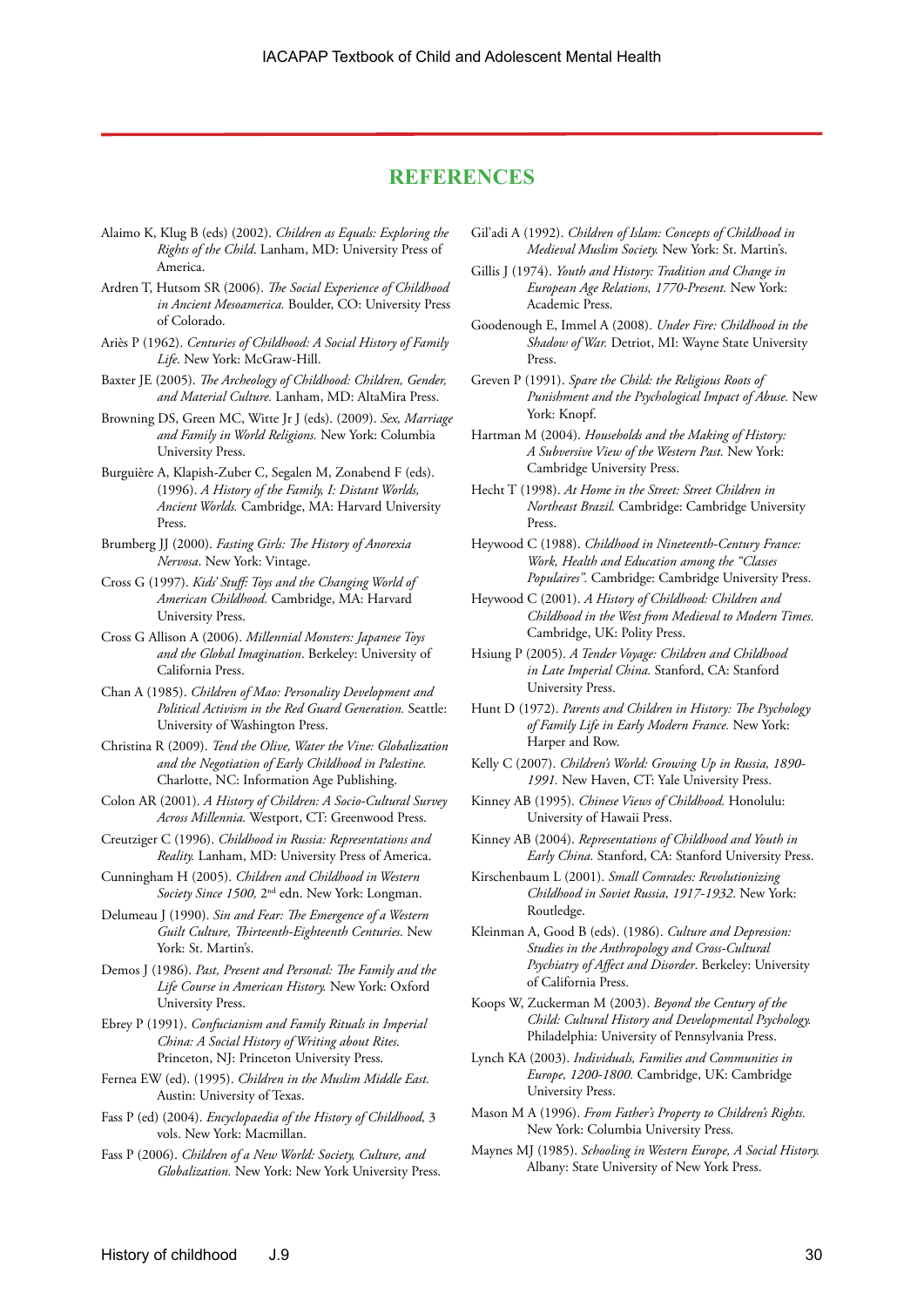## REFERENCES

Alaimo K, Klug B (eds) (2002). *Children as Equals: Exploring the Rights of the Child*. Lanham, MD: University Press of America.

Ardren T, Hutsom SR (2006). *The Social Experience of Childhood in Ancient Mesoamerica.* Boulder, CO: University Press of Colorado.

Ariès P (1962). *Centuries of Childhood: A Social History of Family Life*. New York: McGraw-Hill.

Baxter JE (2005). *The Archeology of Childhood: Children, Gender, and Material Culture.* Lanham, MD: AltaMira Press.

Browning DS, Green MC, Witte Jr J (eds). (2009). *Sex, Marriage and Family in World Religions.* New York: Columbia University Press.

Burguière A, Klapish-Zuber C, Segalen M, Zonabend F (eds). (1996). *A History of the Family, I: Distant Worlds, Ancient Worlds.* Cambridge, MA: Harvard University Press.

Brumberg JJ (2000). *Fasting Girls: The History of Anorexia Nervosa*. New York: Vintage.

Cross G (1997). *Kids' Stuff: Toys and the Changing World of American Childhood.* Cambridge, MA: Harvard University Press.

Cross G Allison A (2006). *Millennial Monsters: Japanese Toys and the Global Imagination*. Berkeley: University of California Press.

Chan A (1985). *Children of Mao: Personality Development and Political Activism in the Red Guard Generation.* Seattle: University of Washington Press.

Christina R (2009). *Tend the Olive, Water the Vine: Globalization and the Negotiation of Early Childhood in Palestine.* Charlotte, NC: Information Age Publishing.

Colon AR (2001). *A History of Children: A Socio-Cultural Survey Across Millennia.* Westport, CT: Greenwood Press.

Creutziger C (1996). *Childhood in Russia: Representations and Reality.* Lanham, MD: University Press of America.

Cunningham H (2005). *Children and Childhood in Western Society Since 1500,* 2nd edn. New York: Longman.

Delumeau J (1990). *Sin and Fear: The Emergence of a Western Guilt Culture, Thirteenth-Eighteenth Centuries.* New York: St. Martin's.

Demos J (1986). *Past, Present and Personal: The Family and the Life Course in American History.* New York: Oxford University Press.

Ebrey P (1991). *Confucianism and Family Rituals in Imperial China: A Social History of Writing about Rites.* Princeton, NJ: Princeton University Press.

Fernea EW (ed). (1995). *Children in the Muslim Middle East.* Austin: University of Texas.

Fass P (ed) (2004). *Encyclopaedia of the History of Childhood,* 3 vols. New York: Macmillan.

Fass P (2006). *Children of a New World: Society, Culture, and Globalization.* New York: New York University Press.

Gil'adi A (1992). *Children of Islam: Concepts of Childhood in Medieval Muslim Society.* New York: St. Martin's.

Gillis J (1974). *Youth and History: Tradition and Change in European Age Relations, 1770-Present.* New York: Academic Press.

Goodenough E, Immel A (2008). *Under Fire: Childhood in the Shadow of War.* Detriot, MI: Wayne State University Press.

Greven P (1991). *Spare the Child: the Religious Roots of Punishment and the Psychological Impact of Abuse.* New York: Knopf.

Hartman M (2004). *Households and the Making of History: A Subversive View of the Western Past.* New York: Cambridge University Press.

Hecht T (1998). *At Home in the Street: Street Children in Northeast Brazil.* Cambridge: Cambridge University Press.

Heywood C (1988). *Childhood in Nineteenth-Century France: Work, Health and Education among the "Classes Populaires".* Cambridge: Cambridge University Press.

Heywood C (2001). *A History of Childhood: Children and Childhood in the West from Medieval to Modern Times.* Cambridge, UK: Polity Press.

Hsiung P (2005). *A Tender Voyage: Children and Childhood in Late Imperial China.* Stanford, CA: Stanford University Press.

Hunt D (1972). *Parents and Children in History: The Psychology of Family Life in Early Modern France.* New York: Harper and Row.

Kelly C (2007). *Children's World: Growing Up in Russia, 1890-1991.* New Haven, CT: Yale University Press.

Kinney AB (1995). *Chinese Views of Childhood.* Honolulu: University of Hawaii Press.

Kinney AB (2004). *Representations of Childhood and Youth in Early China.* Stanford, CA: Stanford University Press.

Kirschenbaum L (2001). *Small Comrades: Revolutionizing Childhood in Soviet Russia, 1917-1932.* New York: Routledge.

Kleinman A, Good B (eds). (1986). *Culture and Depression: Studies in the Anthropology and Cross-Cultural Psychiatry of Affect and Disorder*. Berkeley: University of California Press.

Koops W, Zuckerman M (2003). *Beyond the Century of the Child: Cultural History and Developmental Psychology.* Philadelphia: University of Pennsylvania Press.

Lynch KA (2003). *Individuals, Families and Communities in Europe, 1200-1800.* Cambridge, UK: Cambridge University Press.

Mason M A (1996). *From Father's Property to Children's Rights.* New York: Columbia University Press.

Maynes MJ (1985). *Schooling in Western Europe, A Social History.* Albany: State University of New York Press.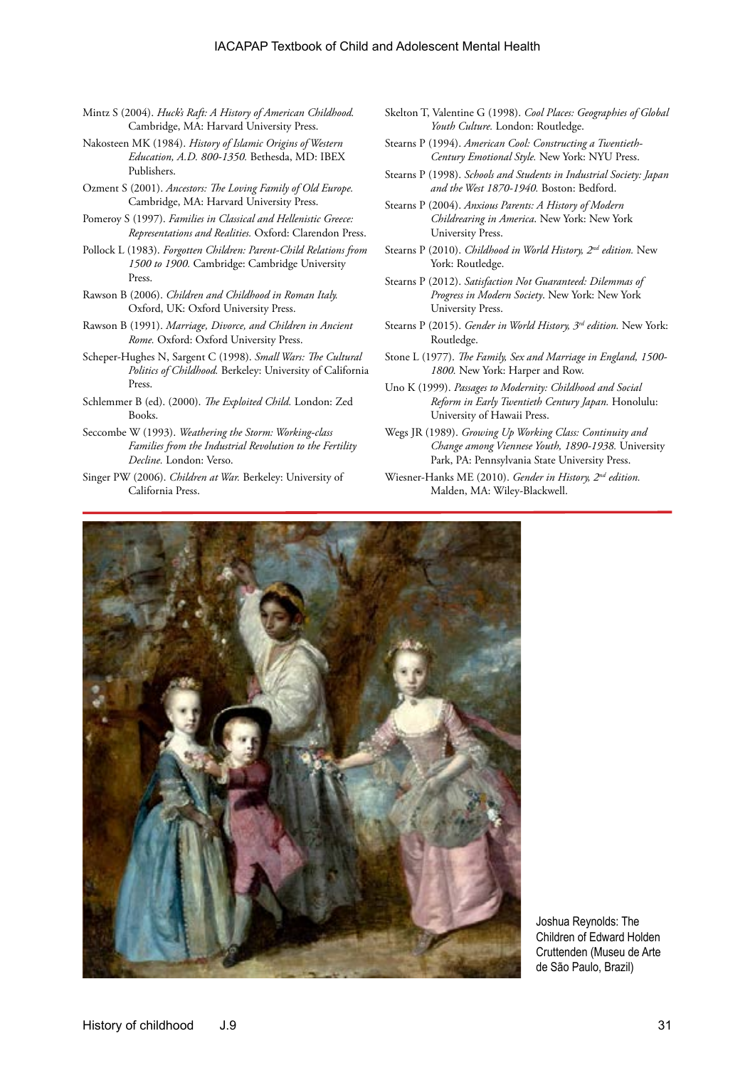Mintz S (2004). *Huck's Raft: A History of American Childhood.* Cambridge, MA: Harvard University Press.

Nakosteen MK (1984). *History of Islamic Origins of Western Education, A.D. 800-1350.* Bethesda, MD: IBEX Publishers.

Ozment S (2001). *Ancestors: The Loving Family of Old Europe.* Cambridge, MA: Harvard University Press.

Pomeroy S (1997). *Families in Classical and Hellenistic Greece: Representations and Realities.* Oxford: Clarendon Press.

Pollock L (1983). *Forgotten Children: Parent-Child Relations from 1500 to 1900.* Cambridge: Cambridge University Press.

Rawson B (2006). *Children and Childhood in Roman Italy.* Oxford, UK: Oxford University Press.

Rawson B (1991). *Marriage, Divorce, and Children in Ancient Rome.* Oxford: Oxford University Press.

Scheper-Hughes N, Sargent C (1998). *Small Wars: The Cultural Politics of Childhood.* Berkeley: University of California Press.

Schlemmer B (ed). (2000). *The Exploited Child.* London: Zed Books.

Seccombe W (1993). *Weathering the Storm: Working-class Families from the Industrial Revolution to the Fertility Decline.* London: Verso.

Singer PW (2006). *Children at War.* Berkeley: University of California Press.

Skelton T, Valentine G (1998). *Cool Places: Geographies of Global Youth Culture.* London: Routledge.

Stearns P (1994). *American Cool: Constructing a Twentieth-Century Emotional Style.* New York: NYU Press.

Stearns P (1998). *Schools and Students in Industrial Society: Japan and the West 1870-1940.* Boston: Bedford.

Stearns P (2004). *Anxious Parents: A History of Modern Childrearing in America*. New York: New York University Press.

Stearns P (2010). *Childhood in World History, 2nd edition.* New York: Routledge.

Stearns P (2012). *Satisfaction Not Guaranteed: Dilemmas of Progress in Modern Society*. New York: New York University Press.

Stearns P (2015). *Gender in World History, 3rd edition.* New York: Routledge.

Stone L (1977). *The Family, Sex and Marriage in England, 1500-1800.* New York: Harper and Row.

Uno K (1999). *Passages to Modernity: Childhood and Social Reform in Early Twentieth Century Japan.* Honolulu: University of Hawaii Press.

Wegs JR (1989). *Growing Up Working Class: Continuity and Change among Viennese Youth, 1890-1938.* University Park, PA: Pennsylvania State University Press.

Wiesner-Hanks ME (2010). *Gender in History, 2nd edition.* Malden, MA: Wiley-Blackwell.

Joshua Reynolds: The Children of Edward Holden Cruttenden (Museu de Arte de São Paulo, Brazil)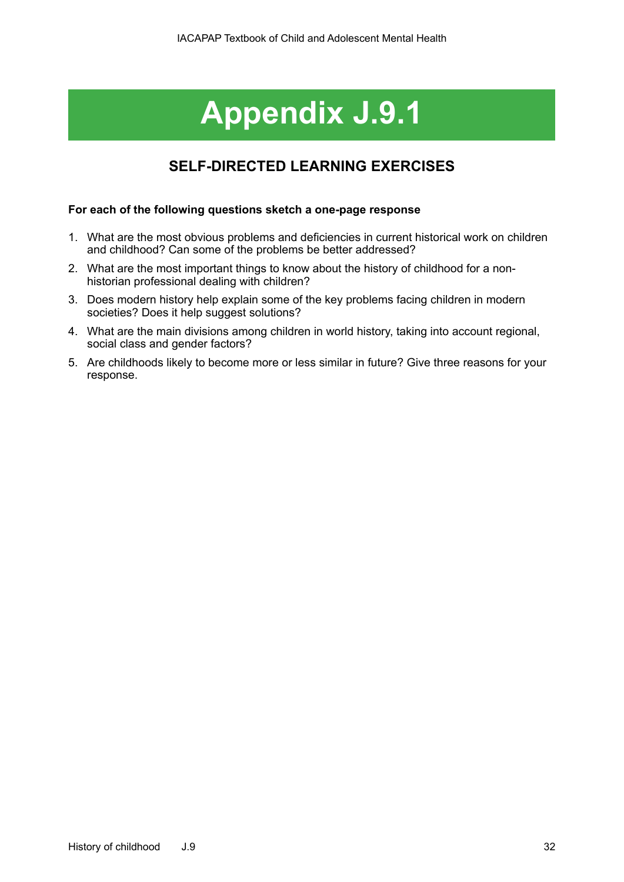# Appendix J.9.1

## SELF-DIRECTED LEARNING EXERCISES

**For each of the following questions sketch a one-page response**

1. What are the most obvious problems and deficiencies in current historical work on children and childhood? Can some of the problems be better addressed?
2. What are the most important things to know about the history of childhood for a non-historian professional dealing with children?
3. Does modern history help explain some of the key problems facing children in modern societies? Does it help suggest solutions?
4. What are the main divisions among children in world history, taking into account regional, social class and gender factors?
5. Are childhoods likely to become more or less similar in future? Give three reasons for your response.